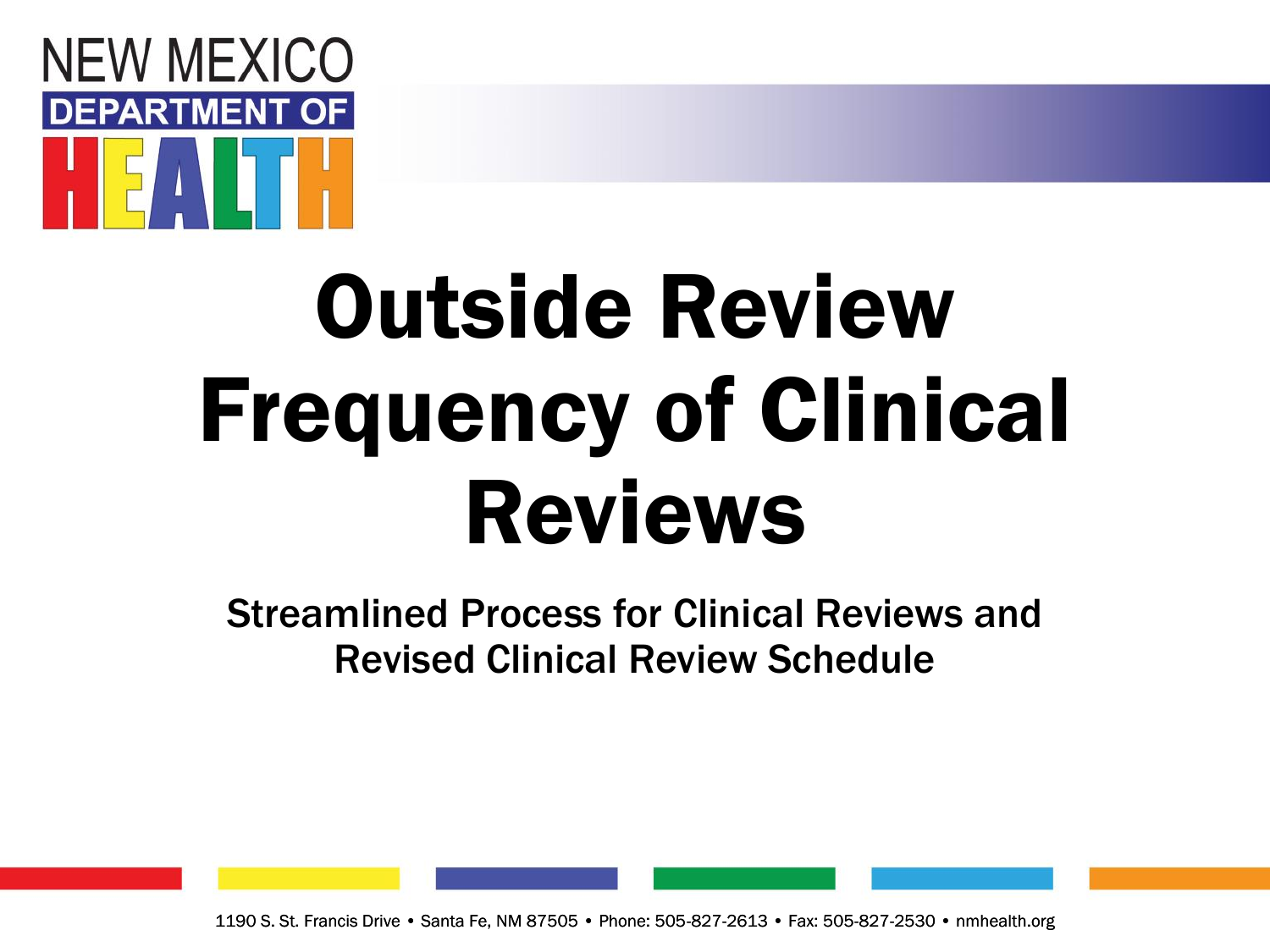NEW MEXICO DEPARTMENT OF HEALTH

# Outside Review Frequency of Clinical Reviews

## Streamlined Process for Clinical Reviews and Revised Clinical Review Schedule

1190 S. St. Francis Drive • Santa Fe, NM 87505 • Phone: 505-827-2613 • Fax: 505-827-2530 • nmhealth.org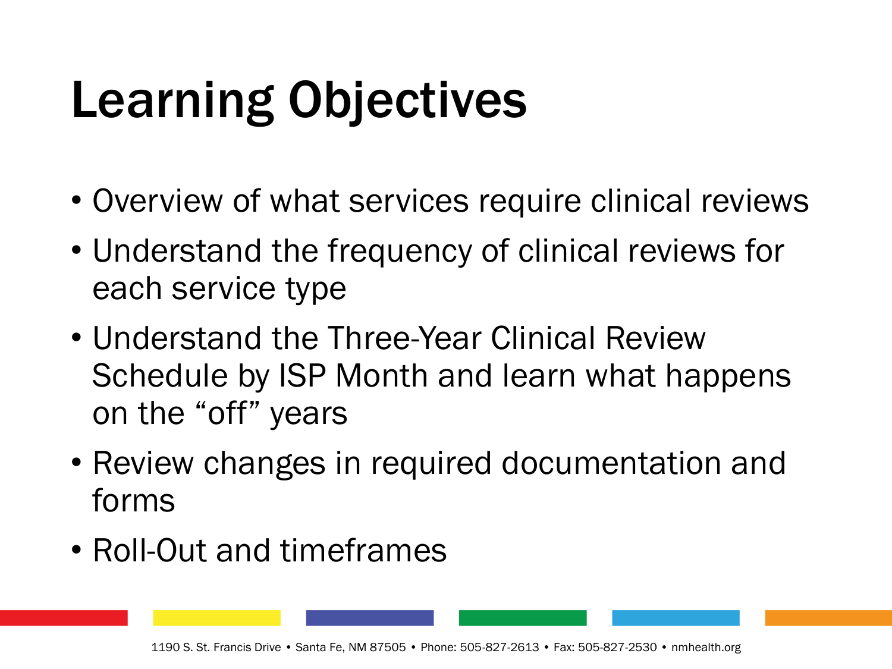# Learning Objectives

- Overview of what services require clinical reviews
- Understand the frequency of clinical reviews for each service type
- Understand the Three-Year Clinical Review Schedule by ISP Month and learn what happens on the "off" years
- Review changes in required documentation and forms
- Roll-Out and timeframes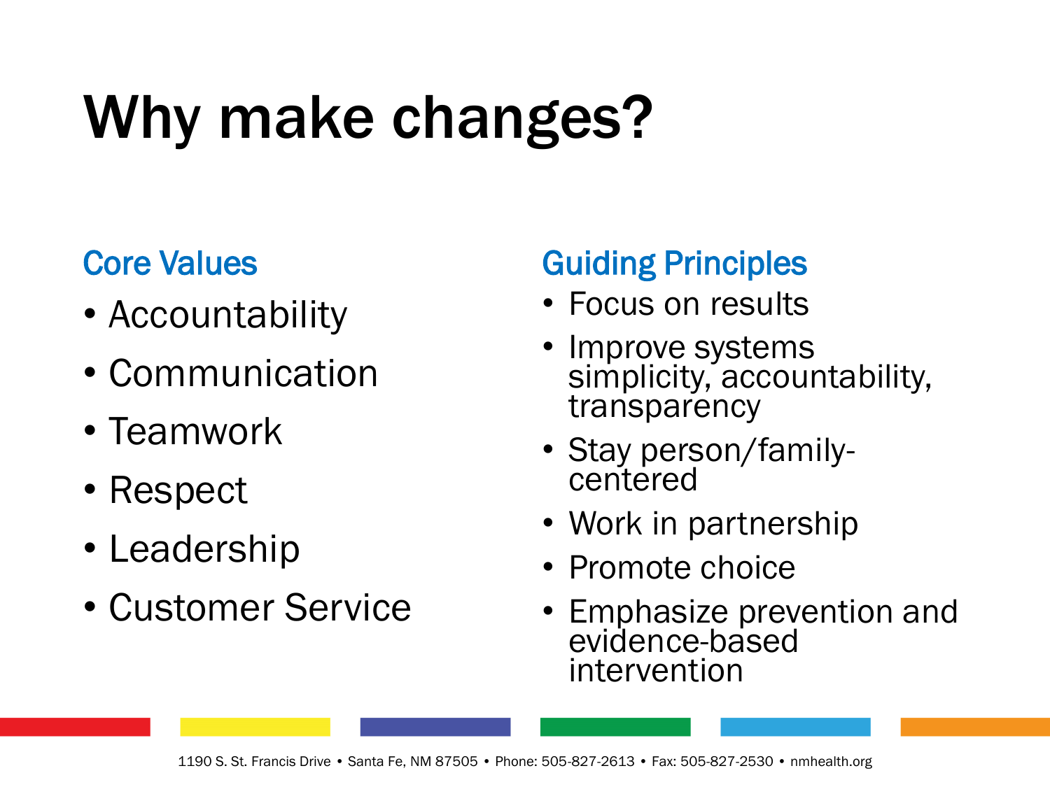# Why make changes?

## Core Values

- Accountability
- Communication
- Teamwork
- Respect
- Leadership
- Customer Service

## Guiding Principles

- Focus on results
- Improve systems simplicity, accountability, transparency
- Stay person/family-centered
- Work in partnership
- Promote choice
- Emphasize prevention and evidence-based intervention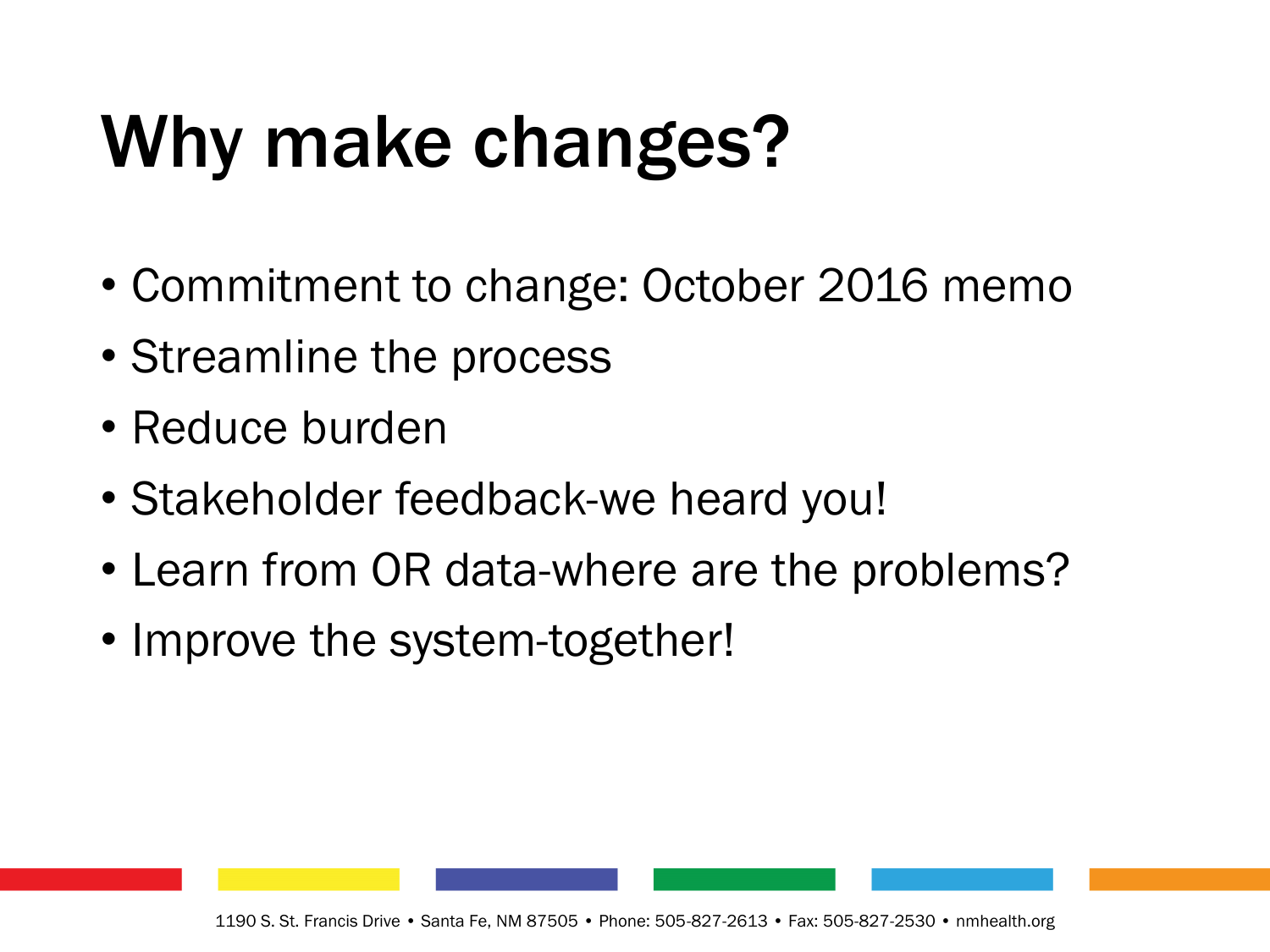# Why make changes?

- Commitment to change: October 2016 memo
- Streamline the process
- Reduce burden
- Stakeholder feedback-we heard you!
- Learn from OR data-where are the problems?
- Improve the system-together!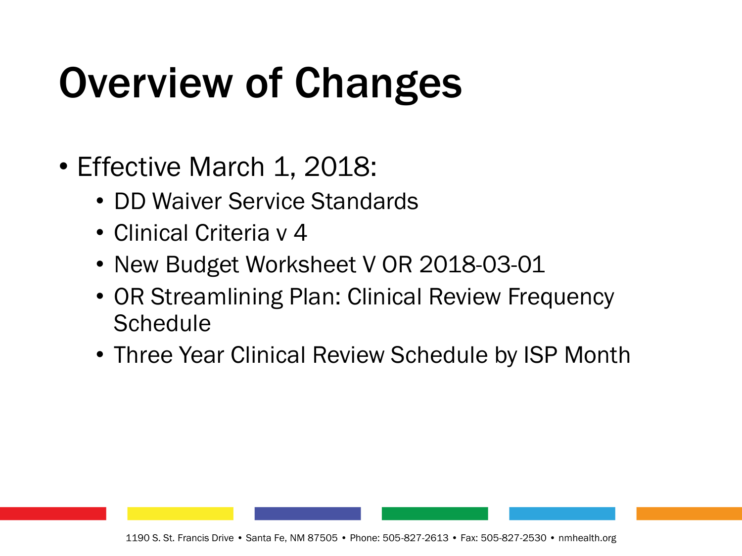# Overview of Changes

- Effective March 1, 2018:
  - DD Waiver Service Standards
  - Clinical Criteria v 4
  - New Budget Worksheet V OR 2018-03-01
  - OR Streamlining Plan: Clinical Review Frequency Schedule
  - Three Year Clinical Review Schedule by ISP Month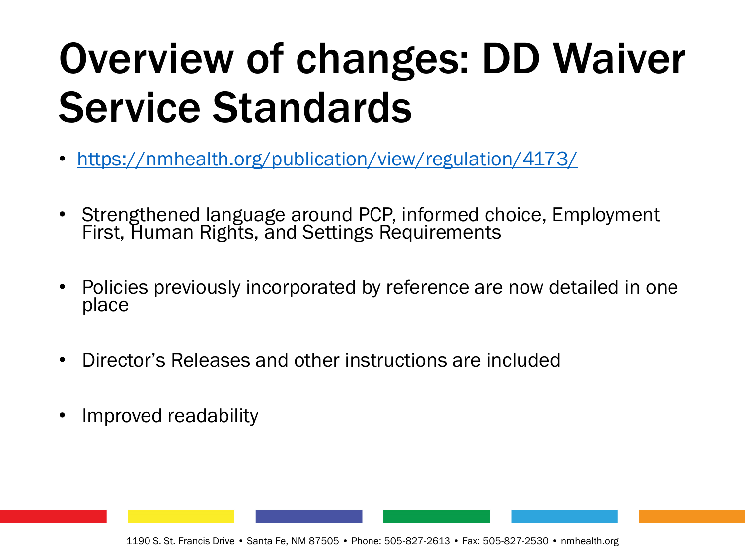# Overview of changes: DD Waiver Service Standards

- https://nmhealth.org/publication/view/regulation/4173/
- Strengthened language around PCP, informed choice, Employment First, Human Rights, and Settings Requirements
- Policies previously incorporated by reference are now detailed in one place
- Director's Releases and other instructions are included
- Improved readability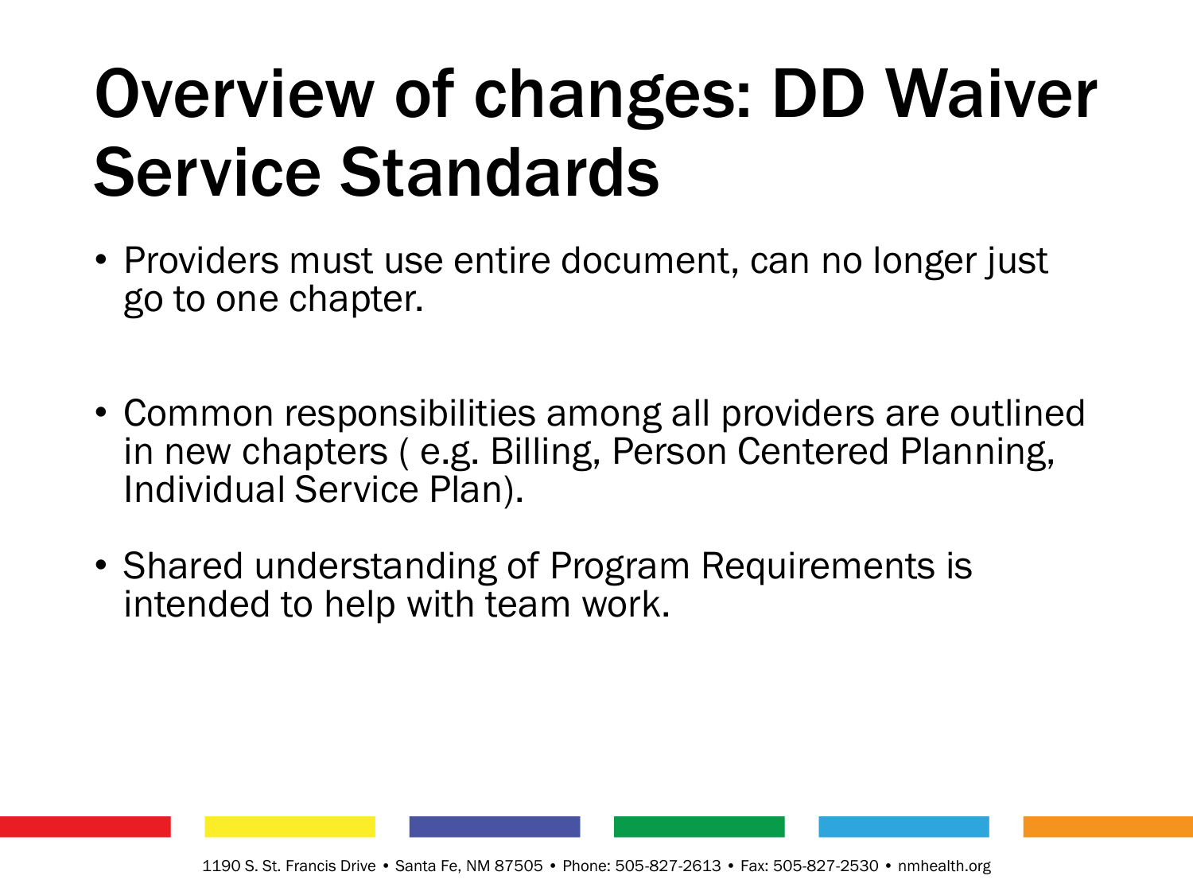# Overview of changes: DD Waiver Service Standards

- Providers must use entire document, can no longer just go to one chapter.
- Common responsibilities among all providers are outlined in new chapters ( e.g. Billing, Person Centered Planning, Individual Service Plan).
- Shared understanding of Program Requirements is intended to help with team work.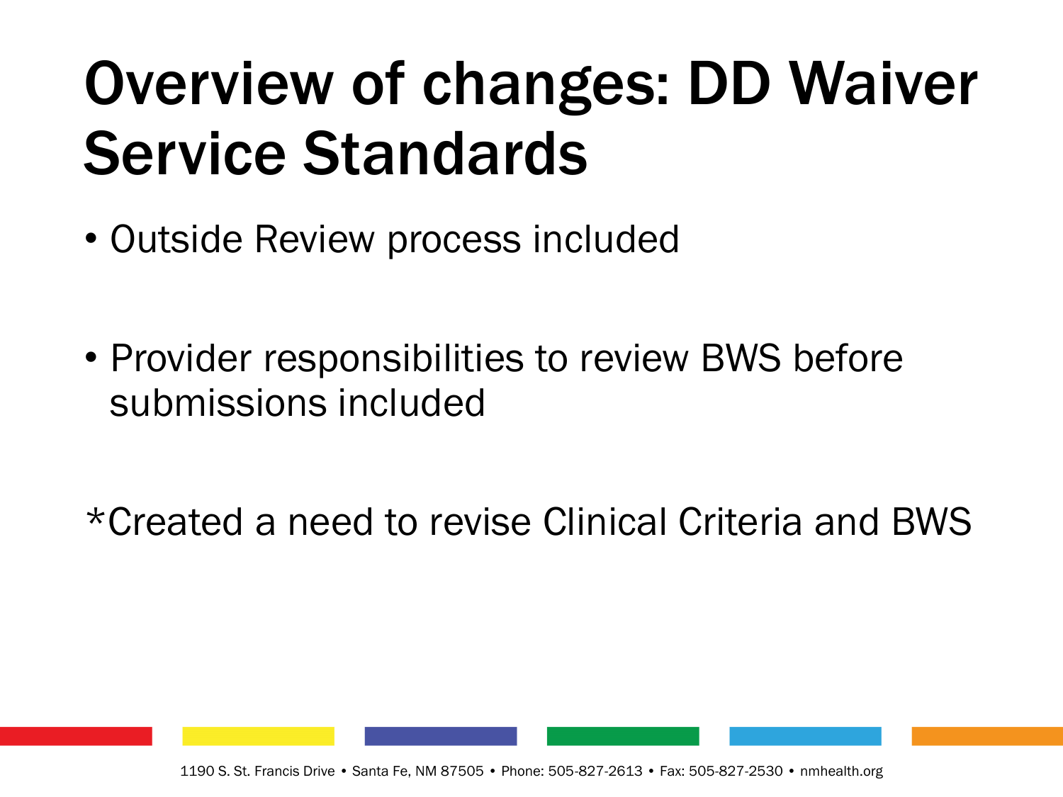# Overview of changes: DD Waiver Service Standards

- Outside Review process included

- Provider responsibilities to review BWS before submissions included

*Created a need to revise Clinical Criteria and BWS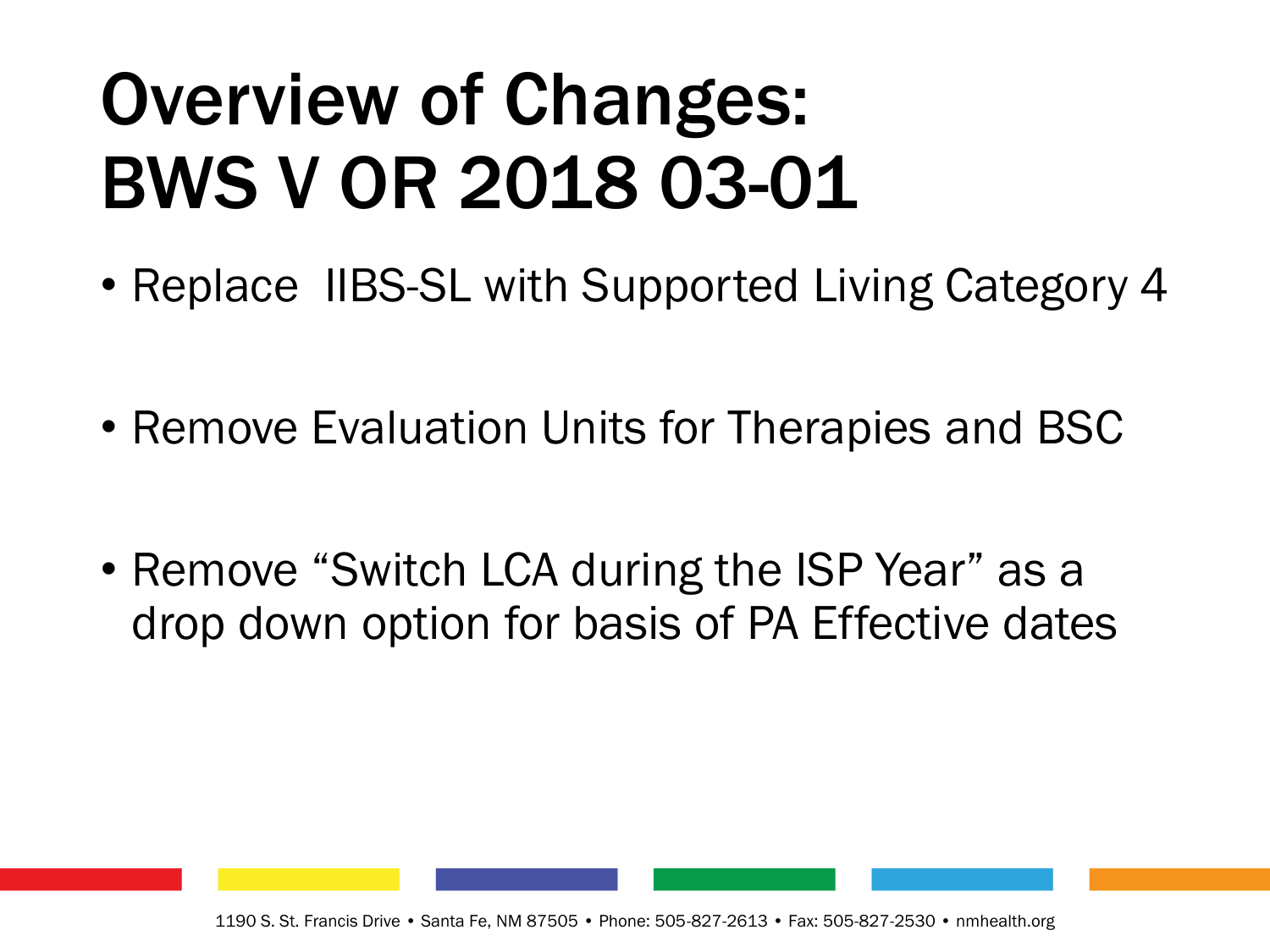# Overview of Changes: BWS V OR 2018 03-01

- Replace IIBS-SL with Supported Living Category 4
- Remove Evaluation Units for Therapies and BSC
- Remove "Switch LCA during the ISP Year" as a drop down option for basis of PA Effective dates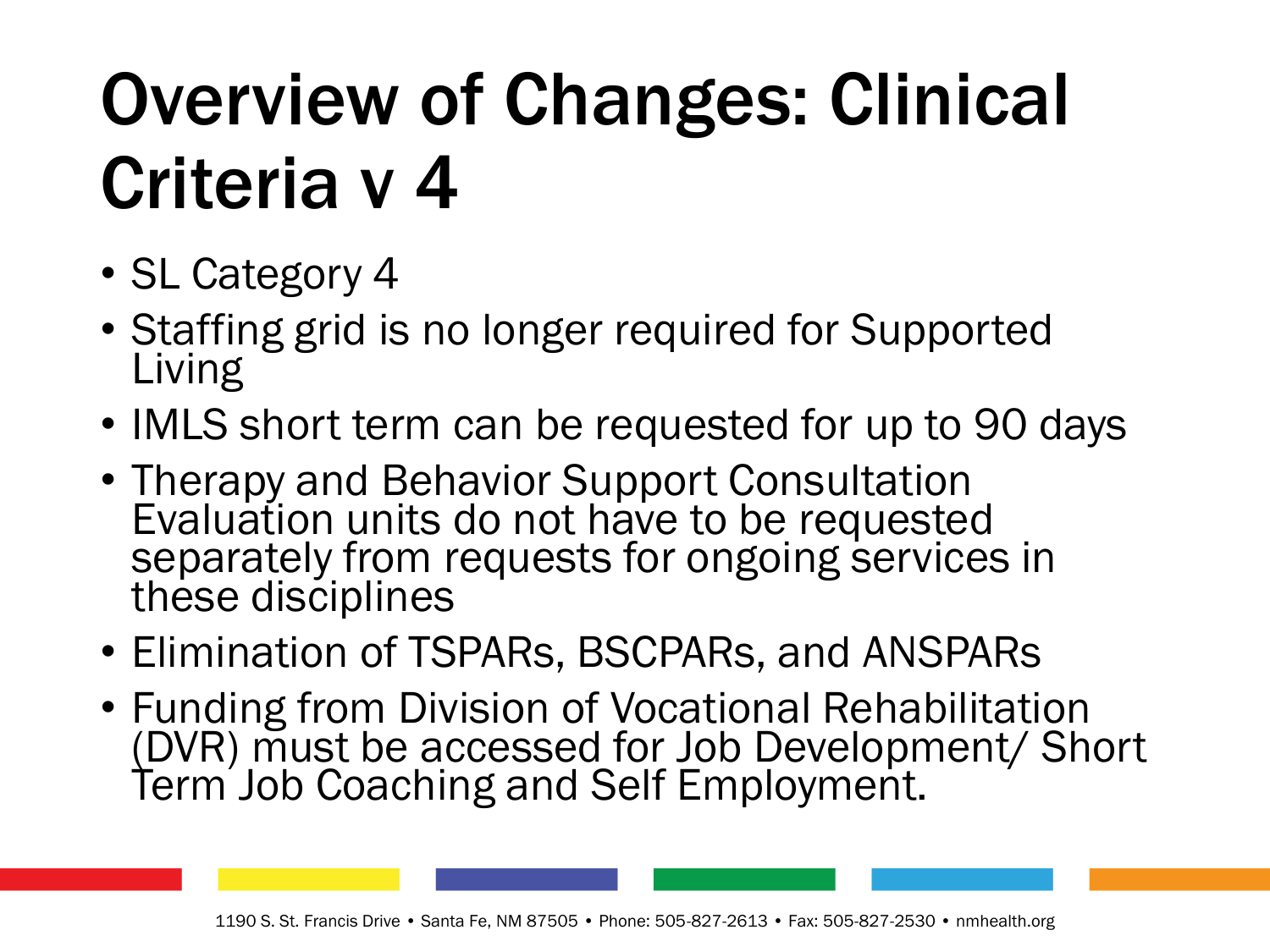# Overview of Changes: Clinical Criteria v 4

- SL Category 4
- Staffing grid is no longer required for Supported Living
- IMLS short term can be requested for up to 90 days
- Therapy and Behavior Support Consultation Evaluation units do not have to be requested separately from requests for ongoing services in these disciplines
- Elimination of TSPARs, BSCPARs, and ANSPARs
- Funding from Division of Vocational Rehabilitation (DVR) must be accessed for Job Development/ Short Term Job Coaching and Self Employment.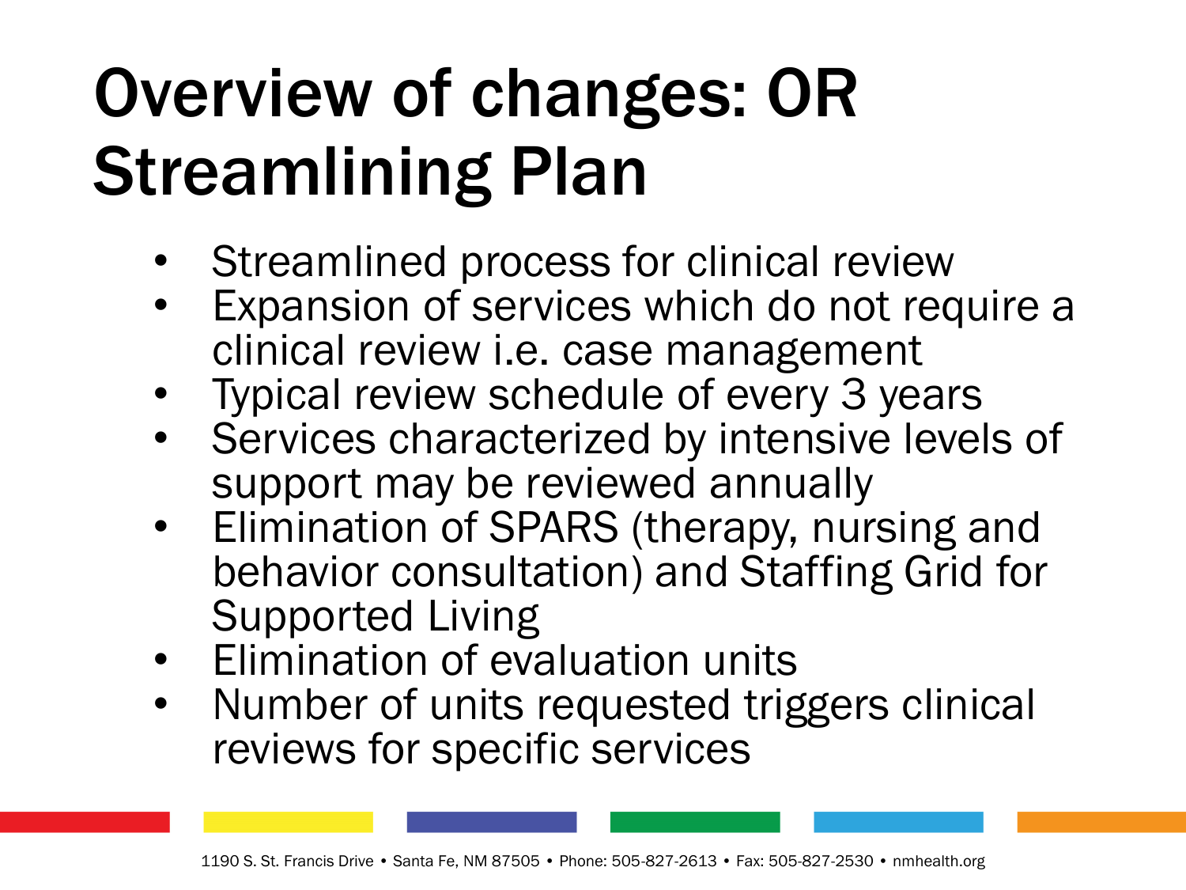# Overview of changes: OR Streamlining Plan

- Streamlined process for clinical review
- Expansion of services which do not require a clinical review i.e. case management
- Typical review schedule of every 3 years
- Services characterized by intensive levels of support may be reviewed annually
- Elimination of SPARS (therapy, nursing and behavior consultation) and Staffing Grid for Supported Living
- Elimination of evaluation units
- Number of units requested triggers clinical reviews for specific services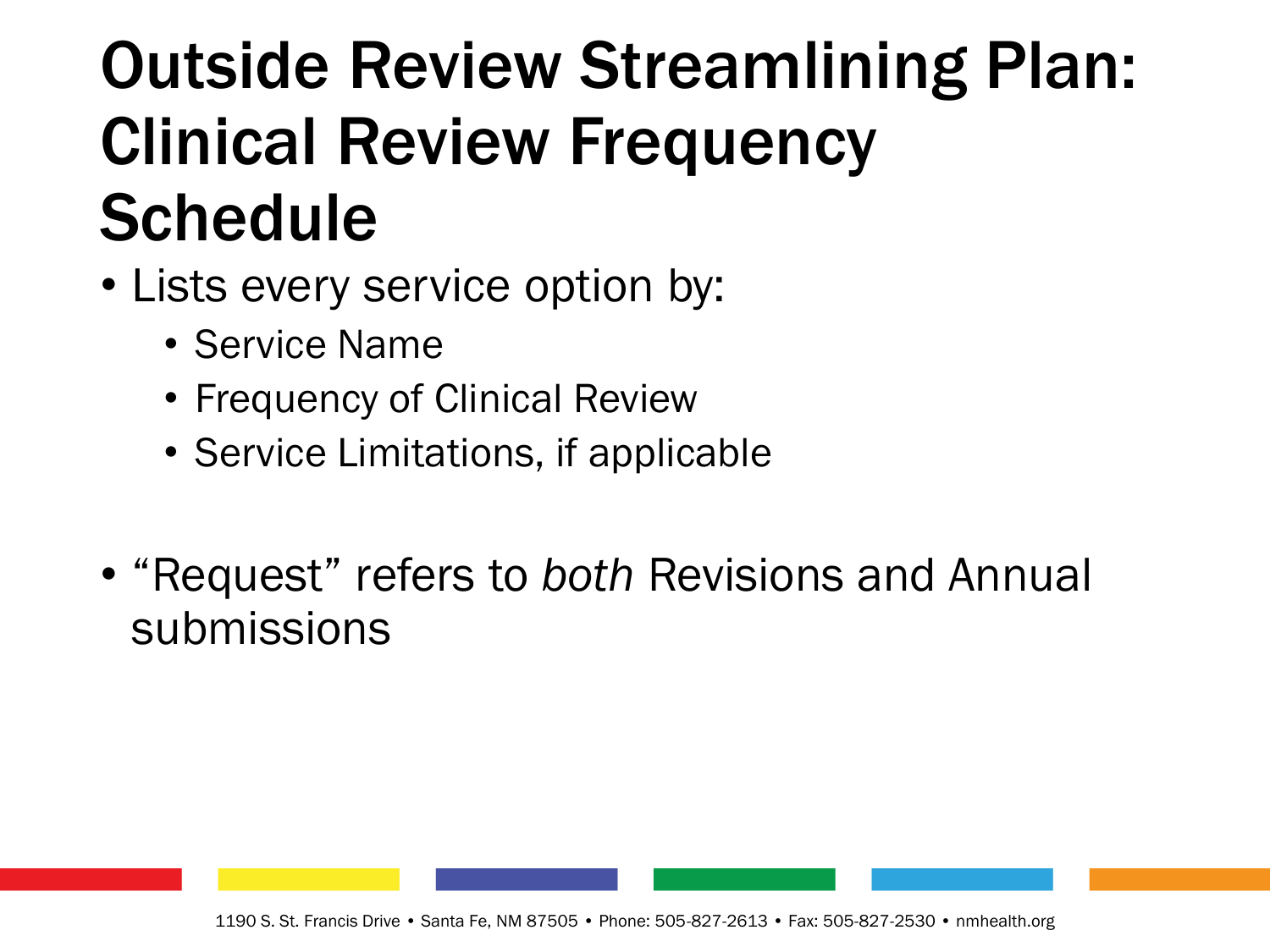# Outside Review Streamlining Plan: Clinical Review Frequency Schedule

- Lists every service option by:
  - Service Name
  - Frequency of Clinical Review
  - Service Limitations, if applicable
- "Request" refers to *both* Revisions and Annual submissions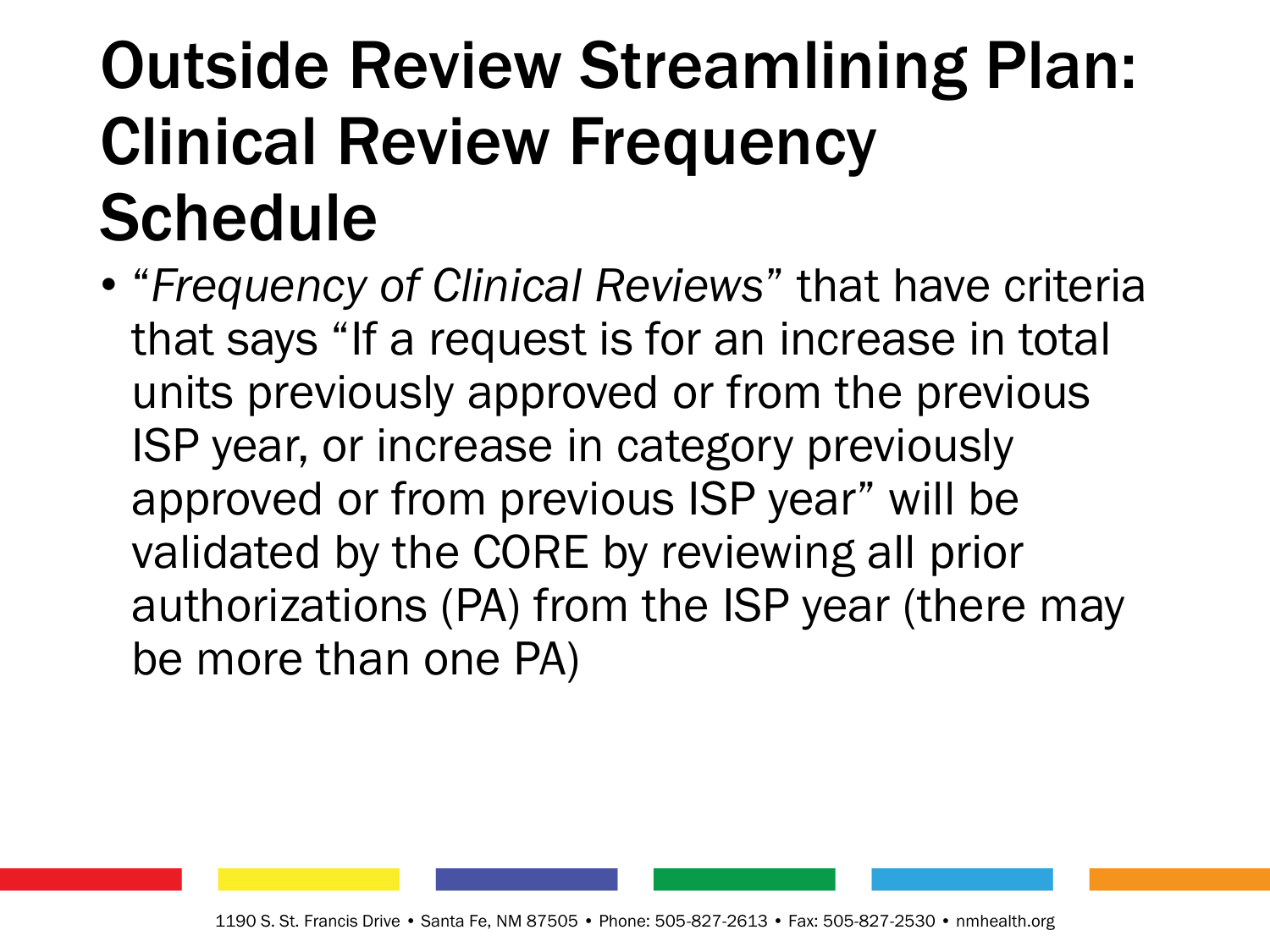# Outside Review Streamlining Plan: Clinical Review Frequency Schedule

- "*Frequency of Clinical Reviews*" that have criteria that says "If a request is for an increase in total units previously approved or from the previous ISP year, or increase in category previously approved or from previous ISP year" will be validated by the CORE by reviewing all prior authorizations (PA) from the ISP year (there may be more than one PA)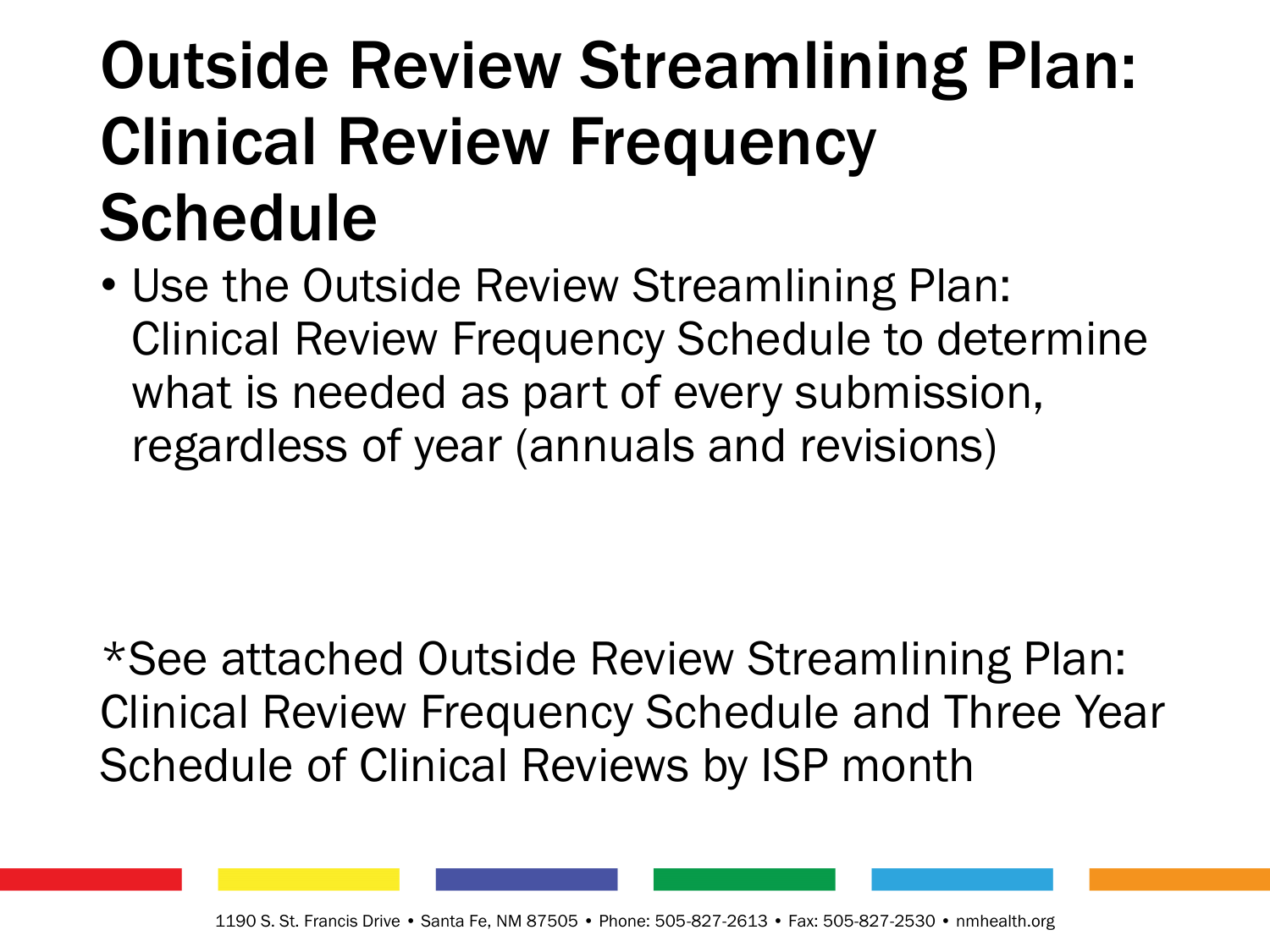# Outside Review Streamlining Plan: Clinical Review Frequency Schedule

- Use the Outside Review Streamlining Plan: Clinical Review Frequency Schedule to determine what is needed as part of every submission, regardless of year (annuals and revisions)

*See attached Outside Review Streamlining Plan: Clinical Review Frequency Schedule and Three Year Schedule of Clinical Reviews by ISP month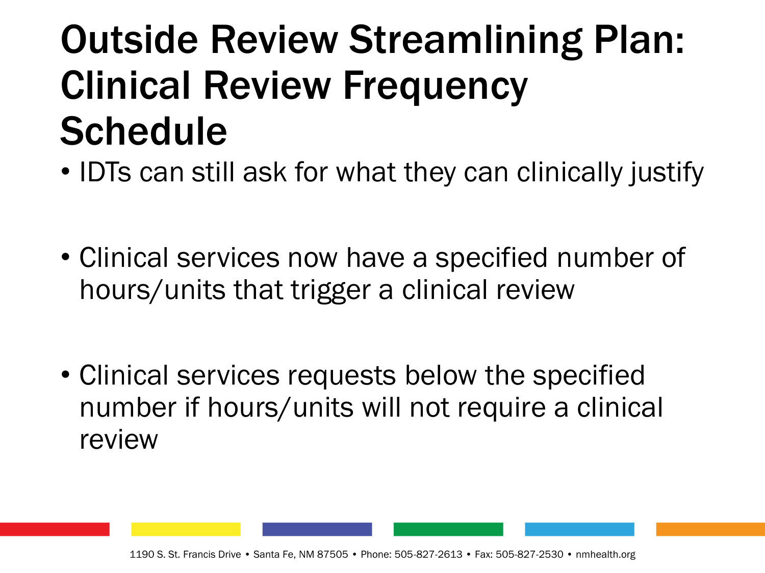# Outside Review Streamlining Plan: Clinical Review Frequency Schedule

- IDTs can still ask for what they can clinically justify

- Clinical services now have a specified number of hours/units that trigger a clinical review

- Clinical services requests below the specified number if hours/units will not require a clinical review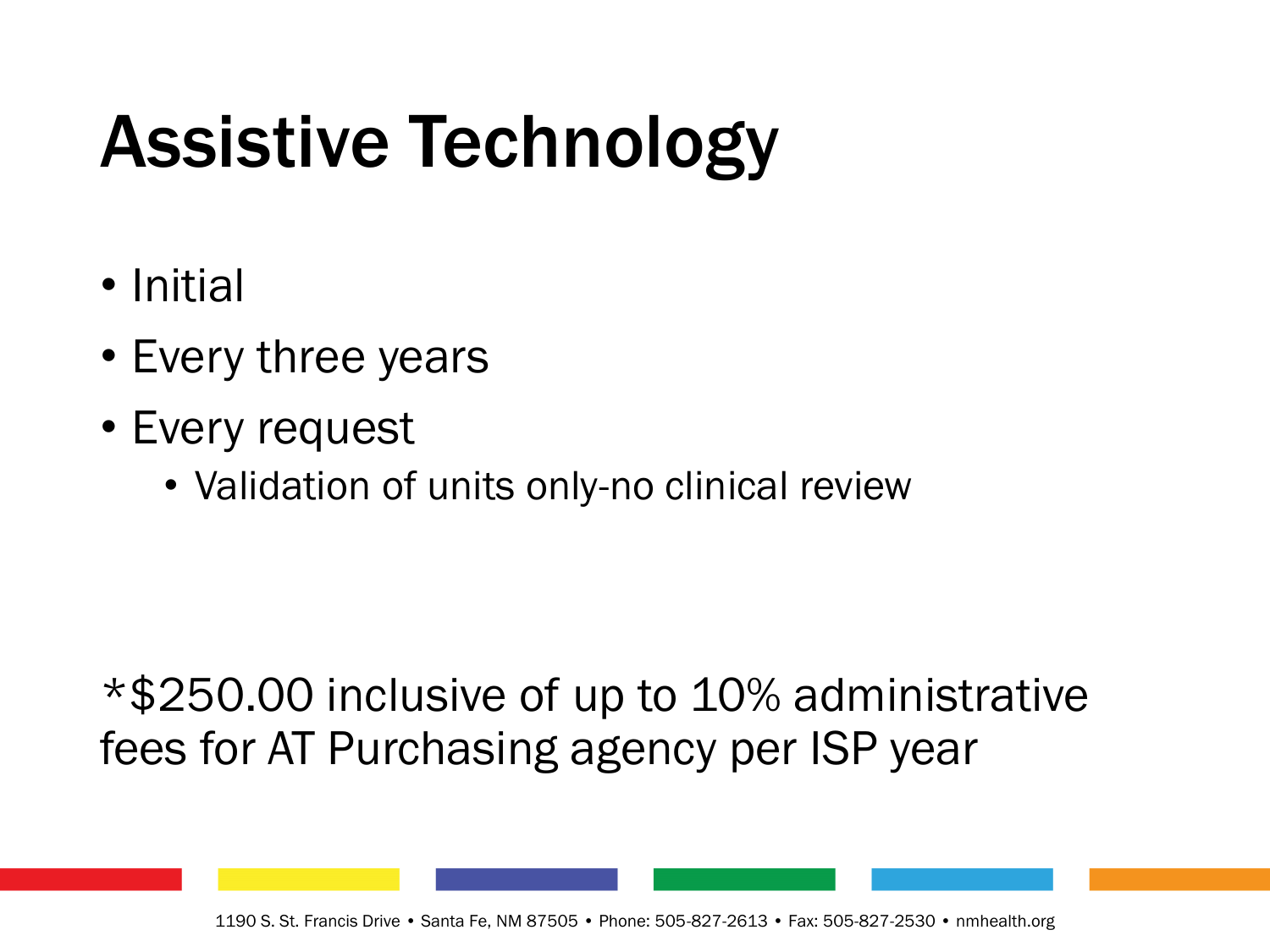# Assistive Technology

- Initial
- Every three years
- Every request
  - Validation of units only-no clinical review

*$250.00 inclusive of up to 10% administrative fees for AT Purchasing agency per ISP year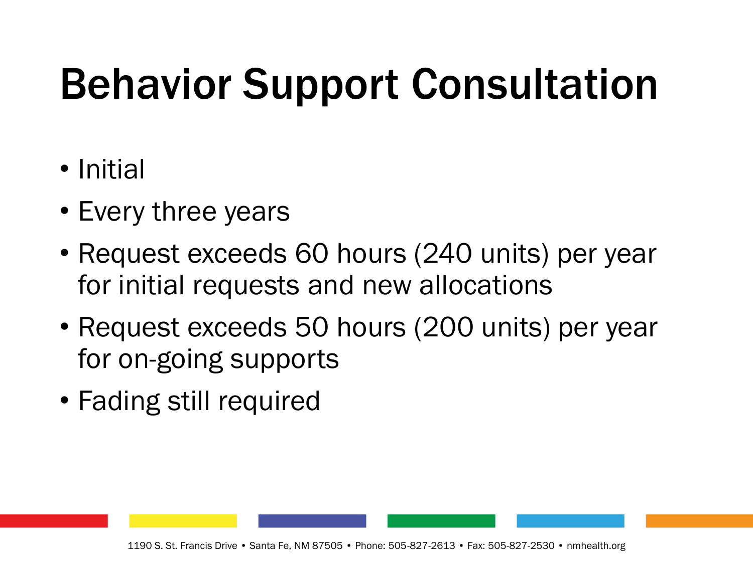# Behavior Support Consultation

- Initial
- Every three years
- Request exceeds 60 hours (240 units) per year for initial requests and new allocations
- Request exceeds 50 hours (200 units) per year for on-going supports
- Fading still required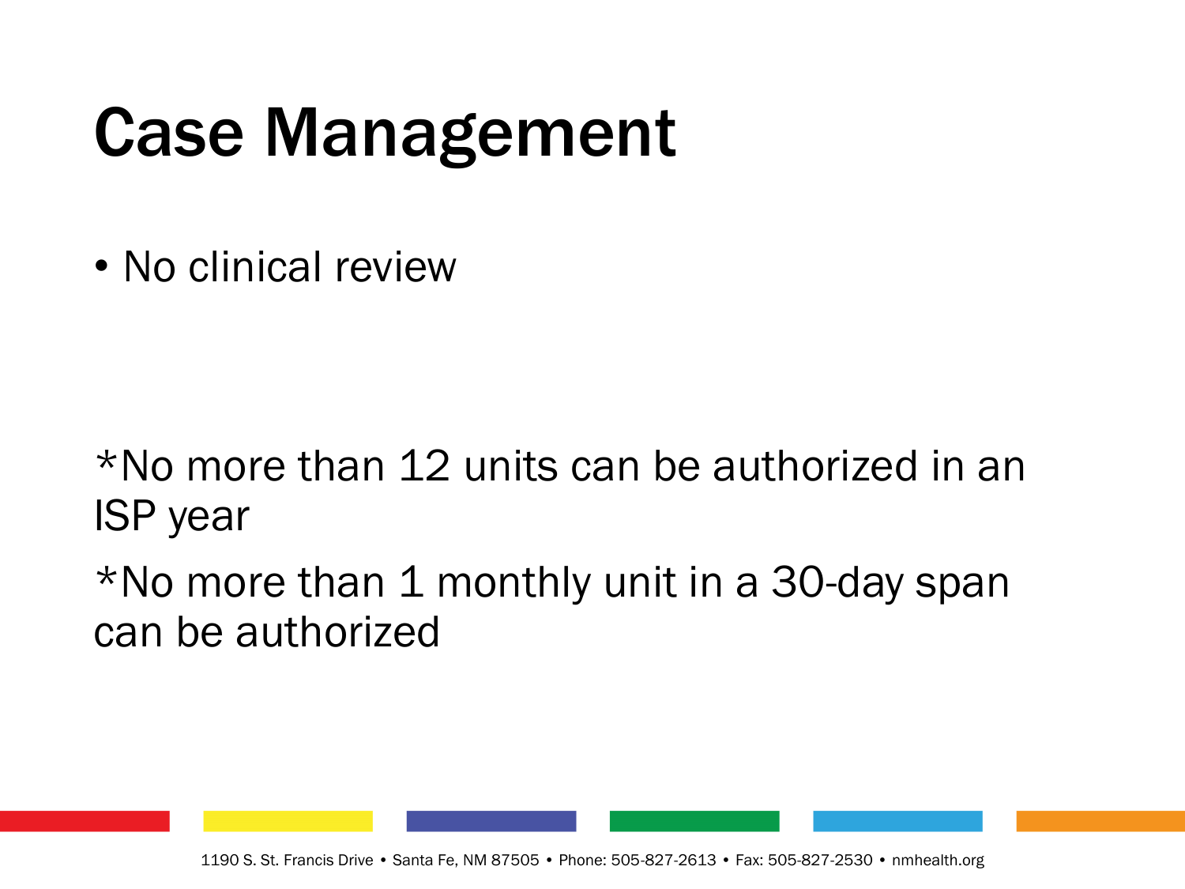# Case Management

- No clinical review

*No more than 12 units can be authorized in an ISP year

*No more than 1 monthly unit in a 30-day span can be authorized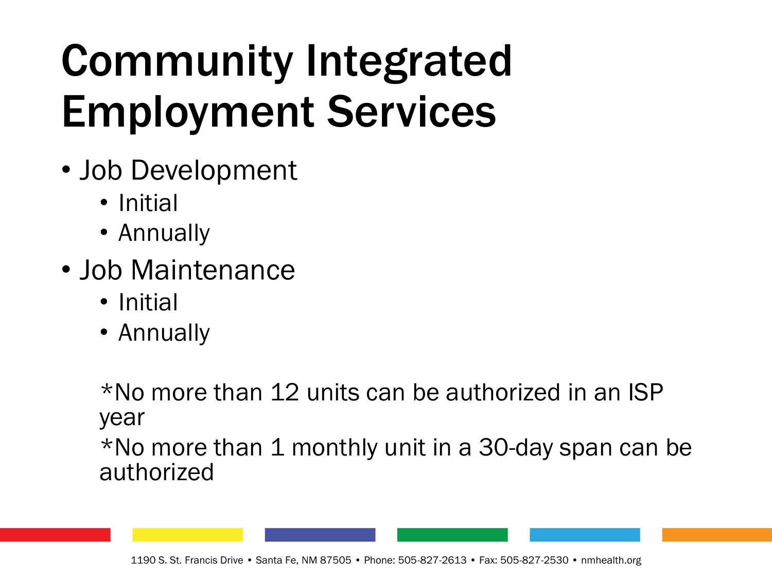# Community Integrated Employment Services

- Job Development
  - Initial
  - Annually
- Job Maintenance
  - Initial
  - Annually

*No more than 12 units can be authorized in an ISP year

*No more than 1 monthly unit in a 30-day span can be authorized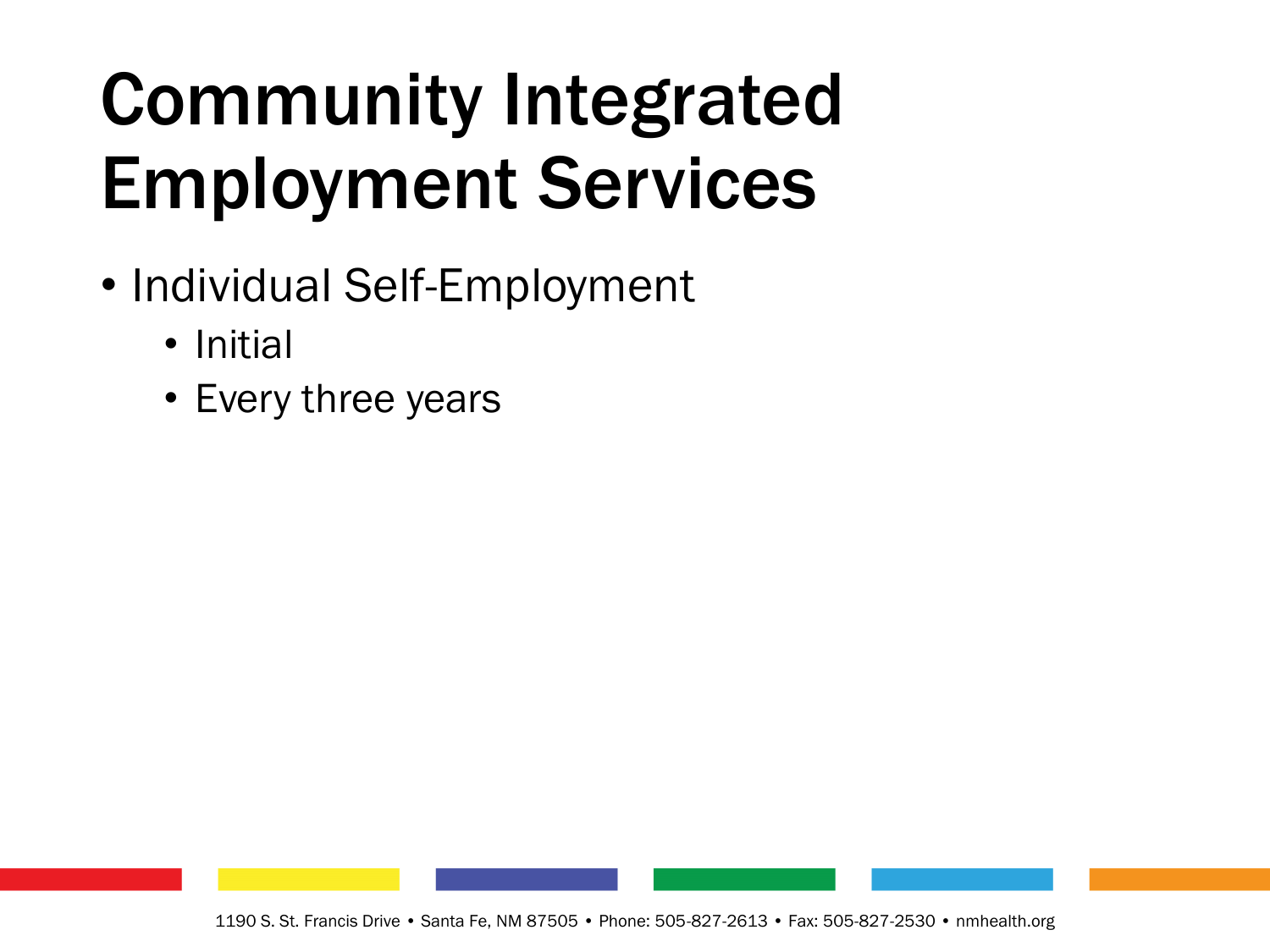# Community Integrated Employment Services

- Individual Self-Employment
  - Initial
  - Every three years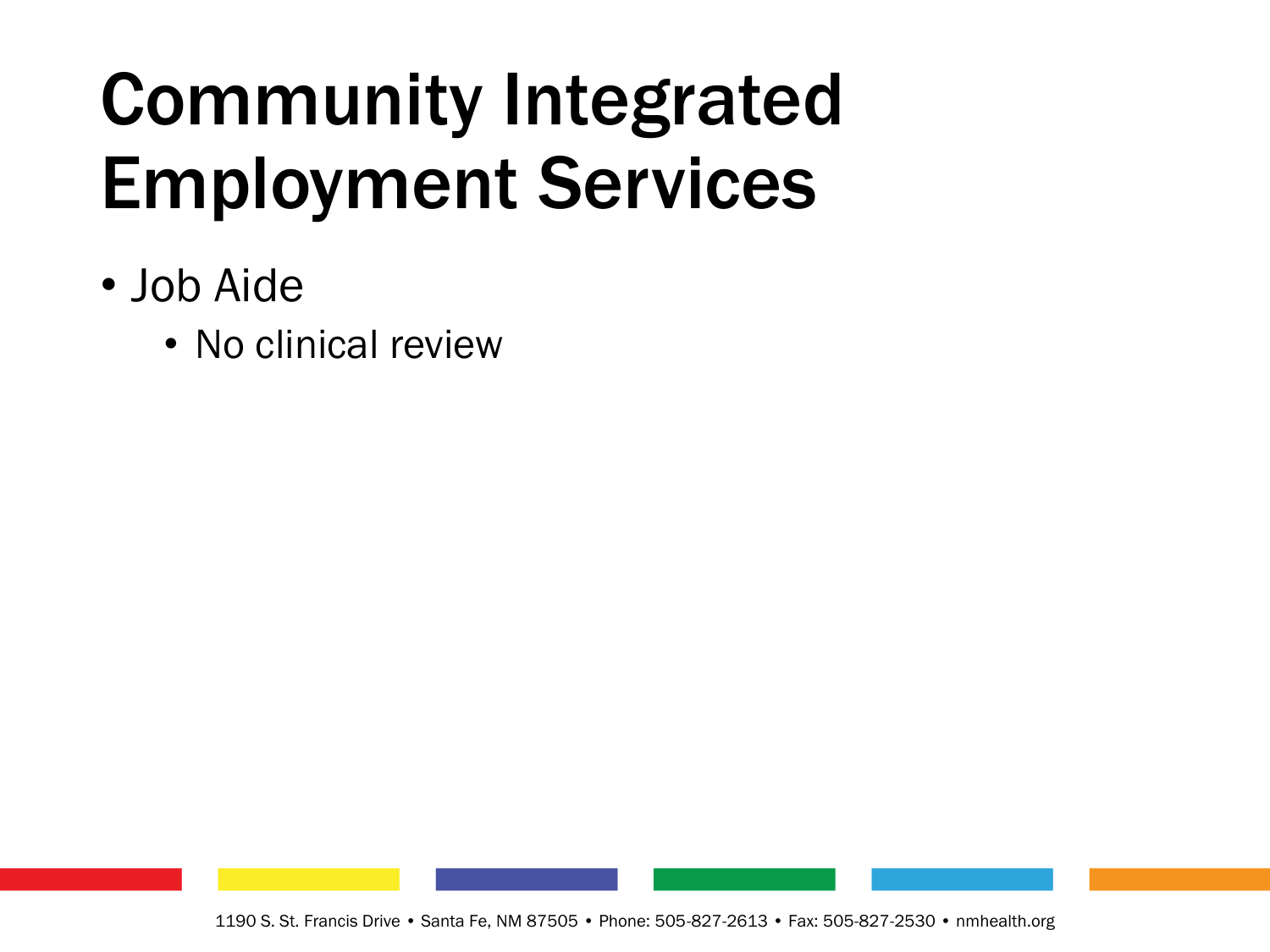# Community Integrated Employment Services

- Job Aide
  - No clinical review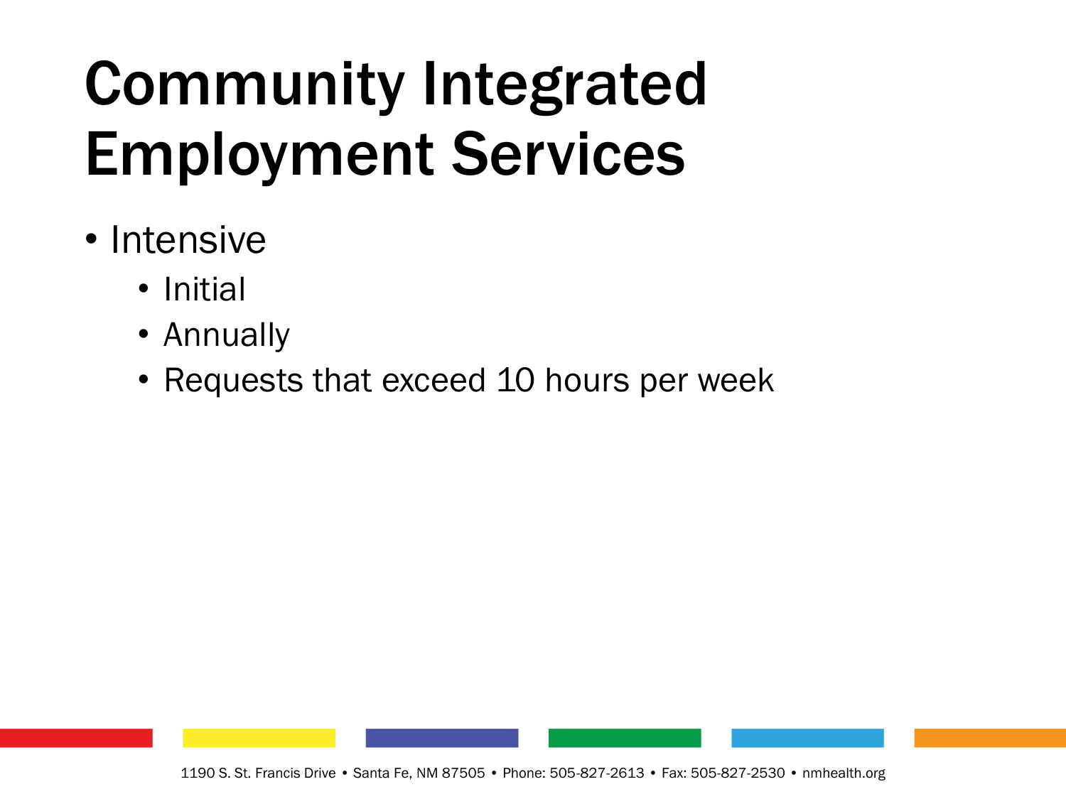# Community Integrated Employment Services

- Intensive
  - Initial
  - Annually
  - Requests that exceed 10 hours per week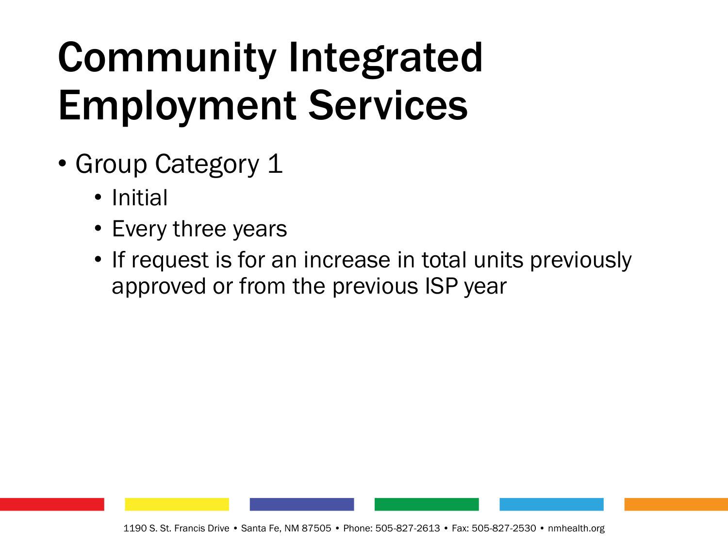# Community Integrated Employment Services

- Group Category 1
  - Initial
  - Every three years
  - If request is for an increase in total units previously approved or from the previous ISP year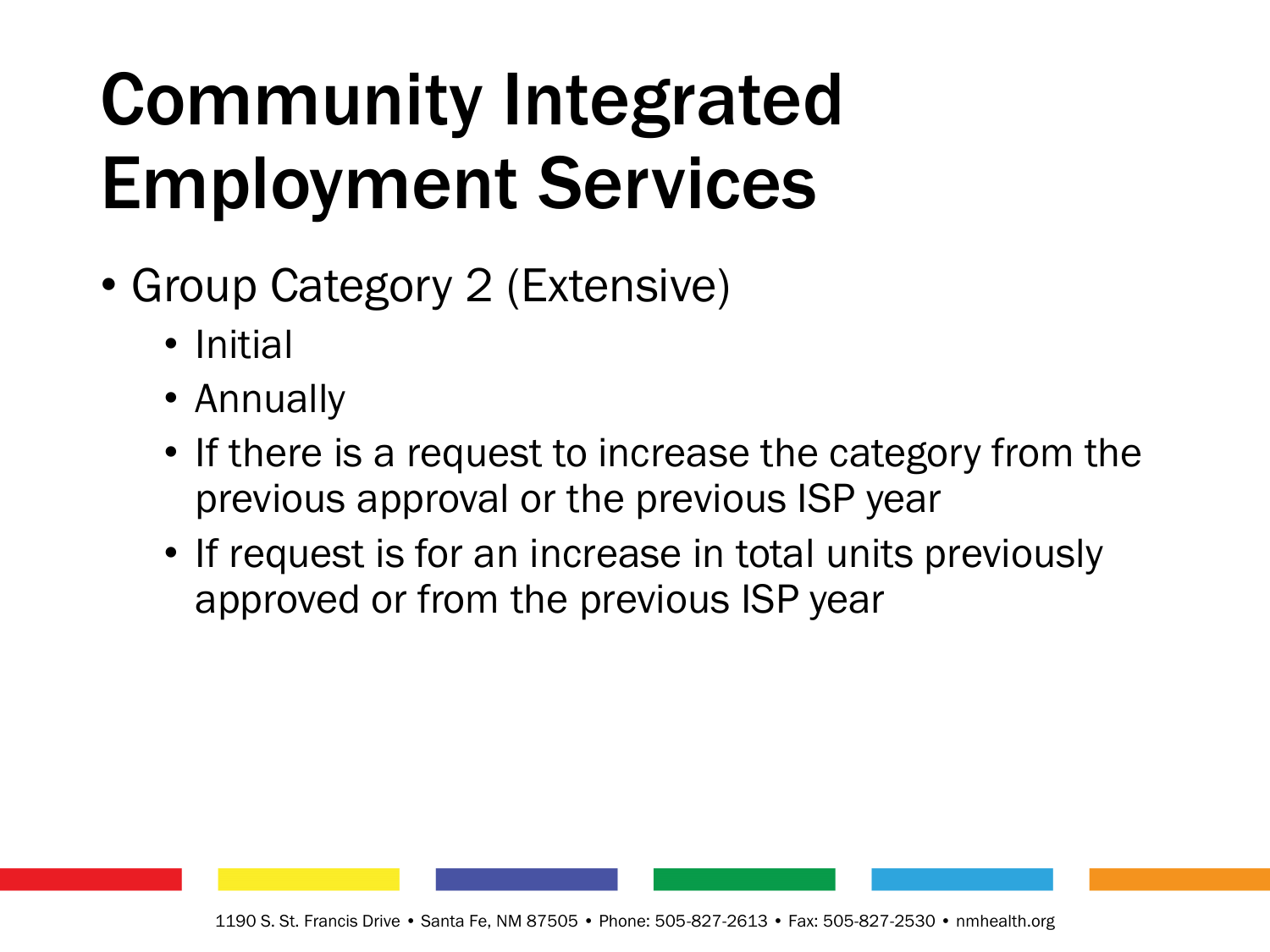# Community Integrated Employment Services

- Group Category 2 (Extensive)
  - Initial
  - Annually
  - If there is a request to increase the category from the previous approval or the previous ISP year
  - If request is for an increase in total units previously approved or from the previous ISP year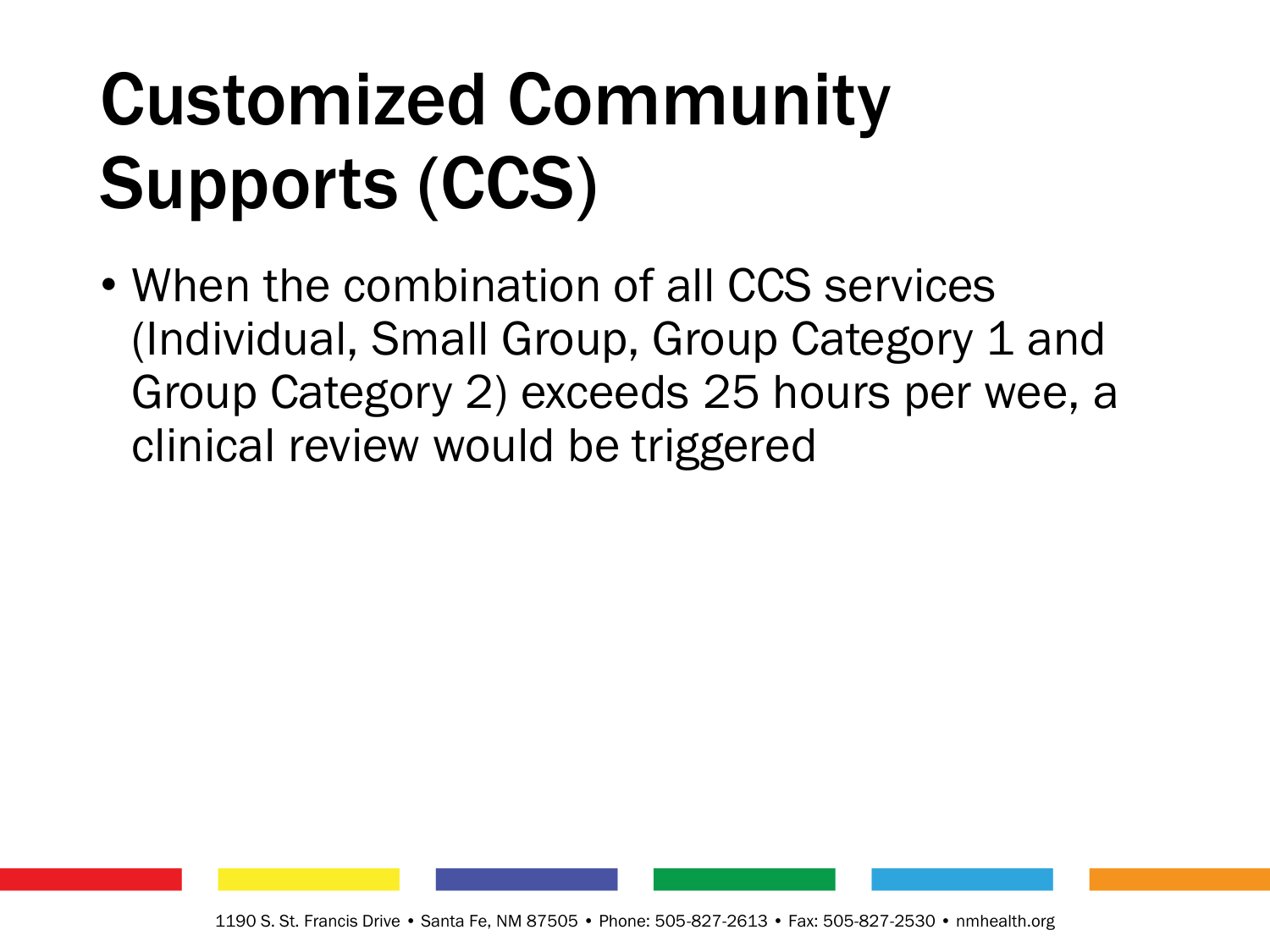# Customized Community Supports (CCS)

- When the combination of all CCS services (Individual, Small Group, Group Category 1 and Group Category 2) exceeds 25 hours per wee, a clinical review would be triggered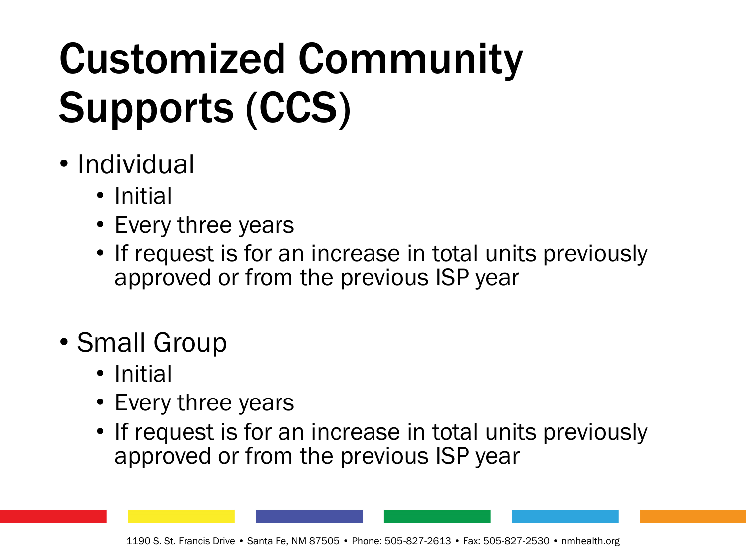# Customized Community Supports (CCS)

- Individual
  - Initial
  - Every three years
  - If request is for an increase in total units previously approved or from the previous ISP year

- Small Group
  - Initial
  - Every three years
  - If request is for an increase in total units previously approved or from the previous ISP year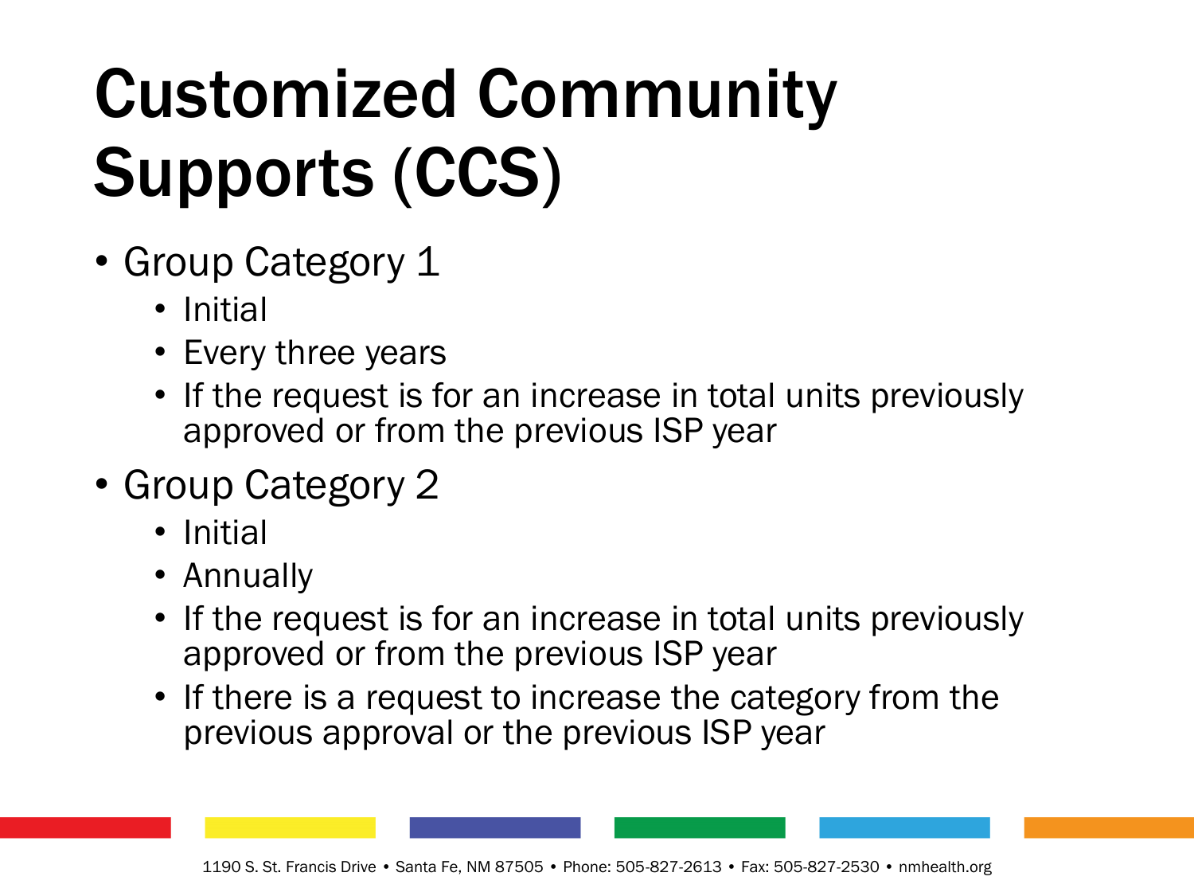# Customized Community Supports (CCS)

- Group Category 1
  - Initial
  - Every three years
  - If the request is for an increase in total units previously approved or from the previous ISP year
- Group Category 2
  - Initial
  - Annually
  - If the request is for an increase in total units previously approved or from the previous ISP year
  - If there is a request to increase the category from the previous approval or the previous ISP year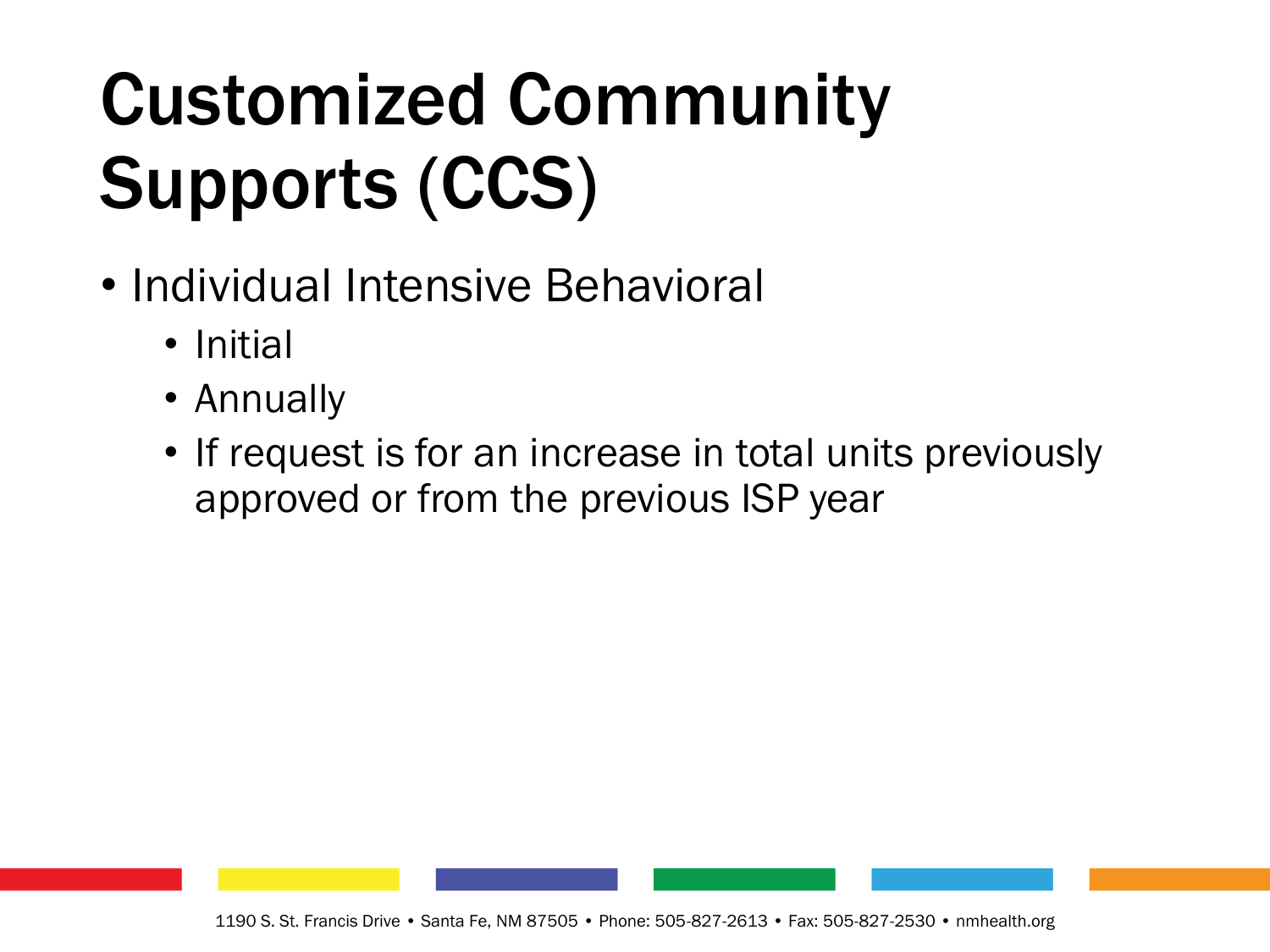# Customized Community Supports (CCS)

- Individual Intensive Behavioral
  - Initial
  - Annually
  - If request is for an increase in total units previously approved or from the previous ISP year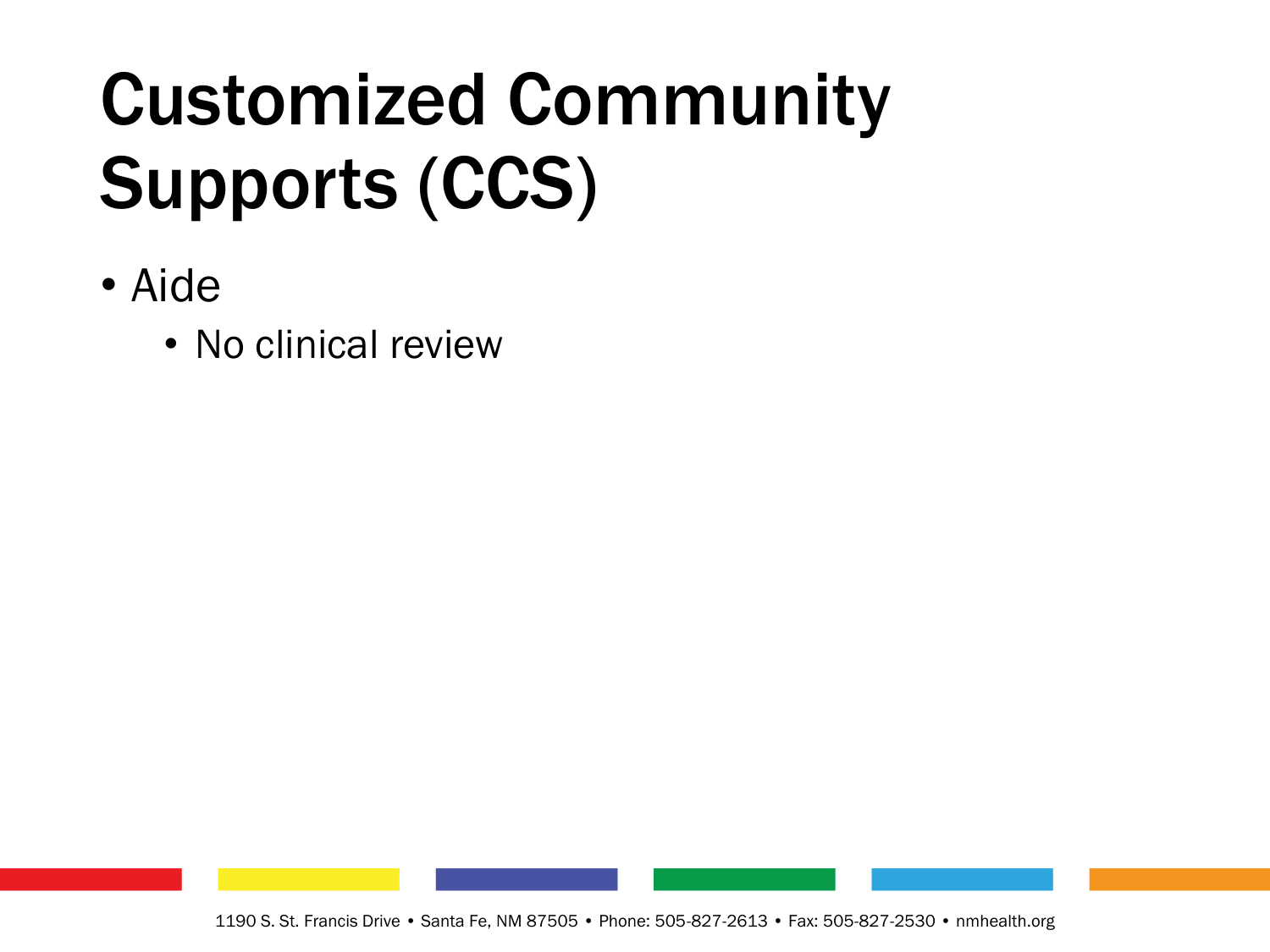# Customized Community Supports (CCS)

- Aide
  - No clinical review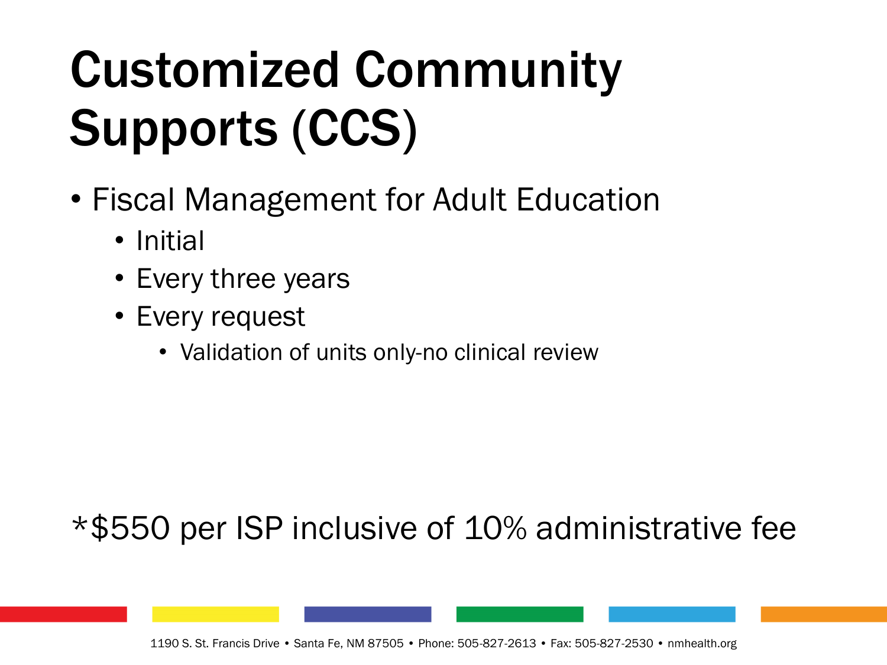# Customized Community Supports (CCS)

- Fiscal Management for Adult Education
  - Initial
  - Every three years
  - Every request
    - Validation of units only-no clinical review

*$550 per ISP inclusive of 10% administrative fee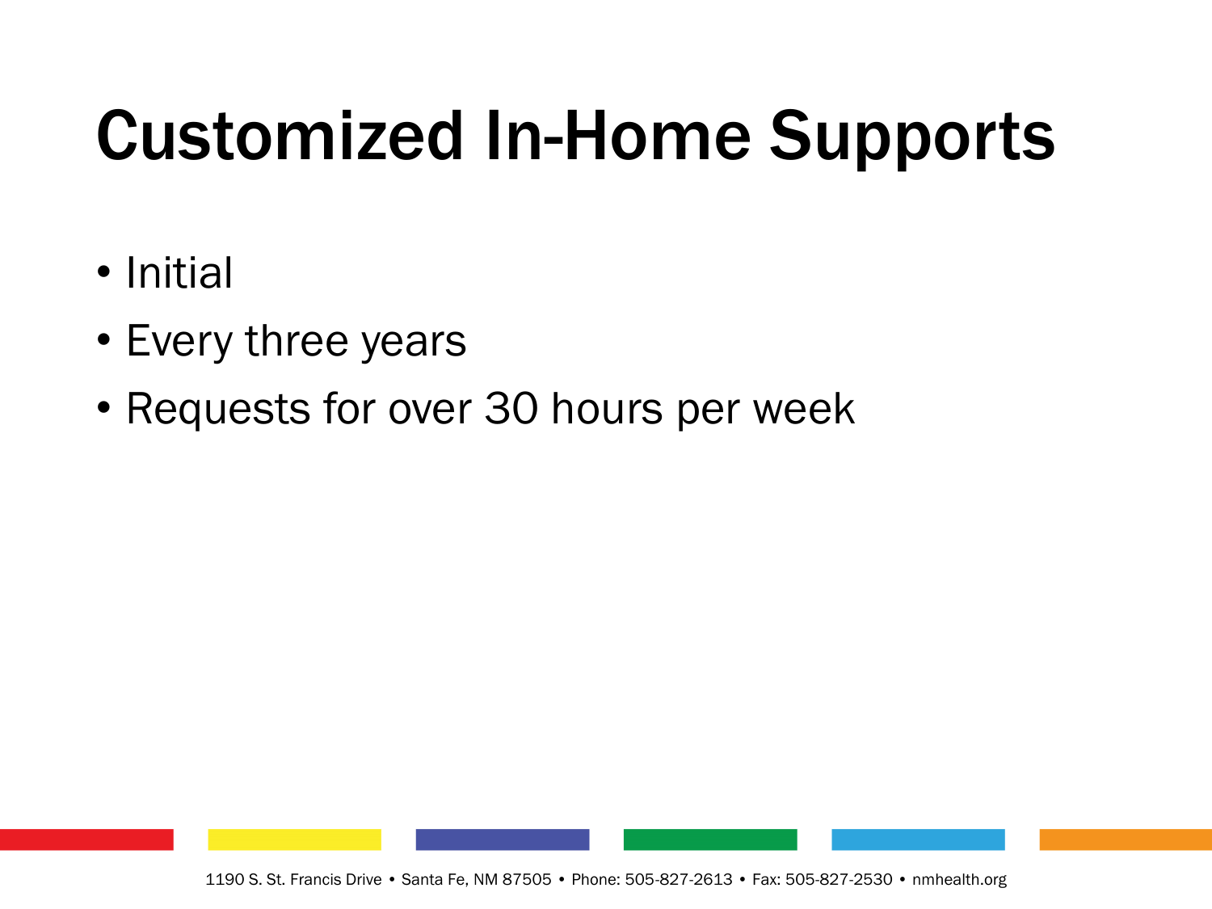# Customized In-Home Supports

- Initial
- Every three years
- Requests for over 30 hours per week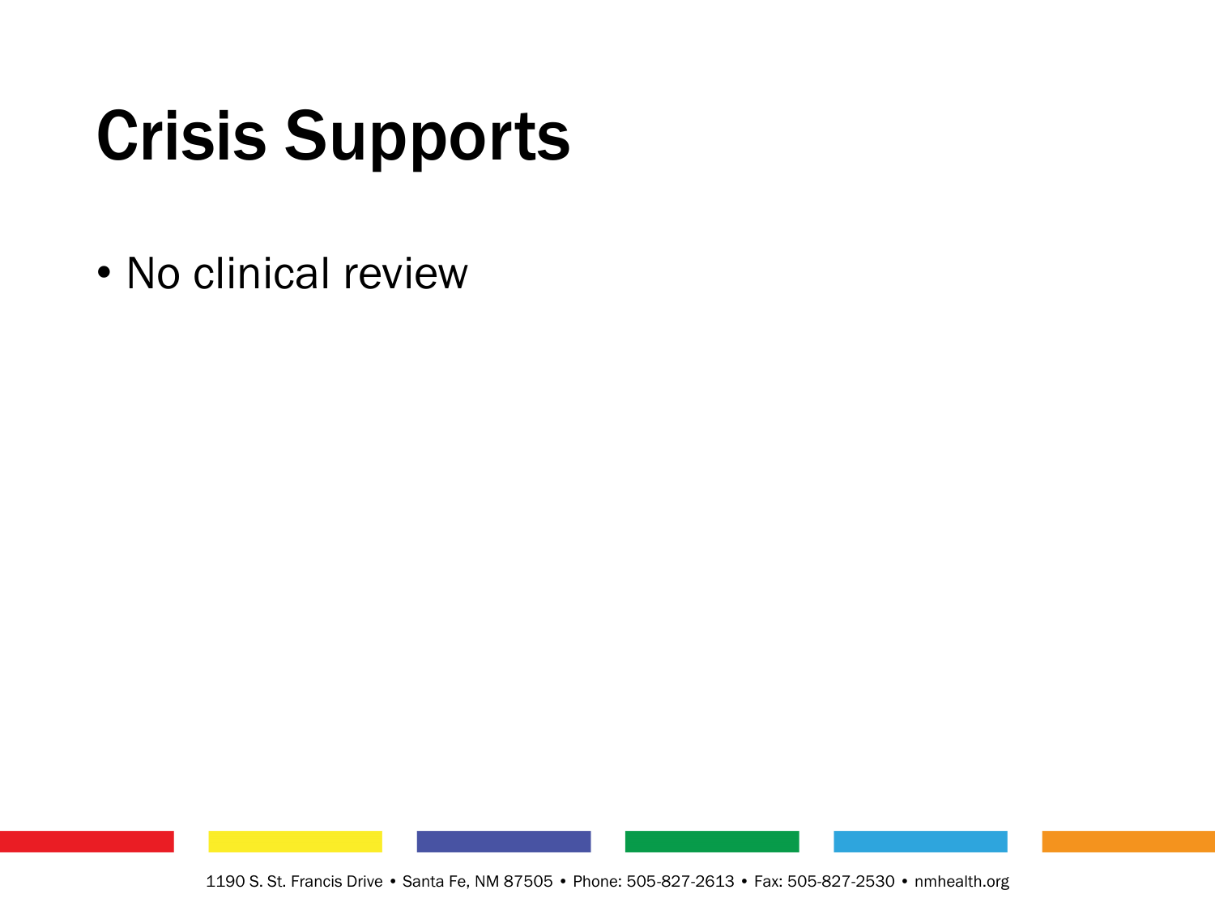# Crisis Supports

- No clinical review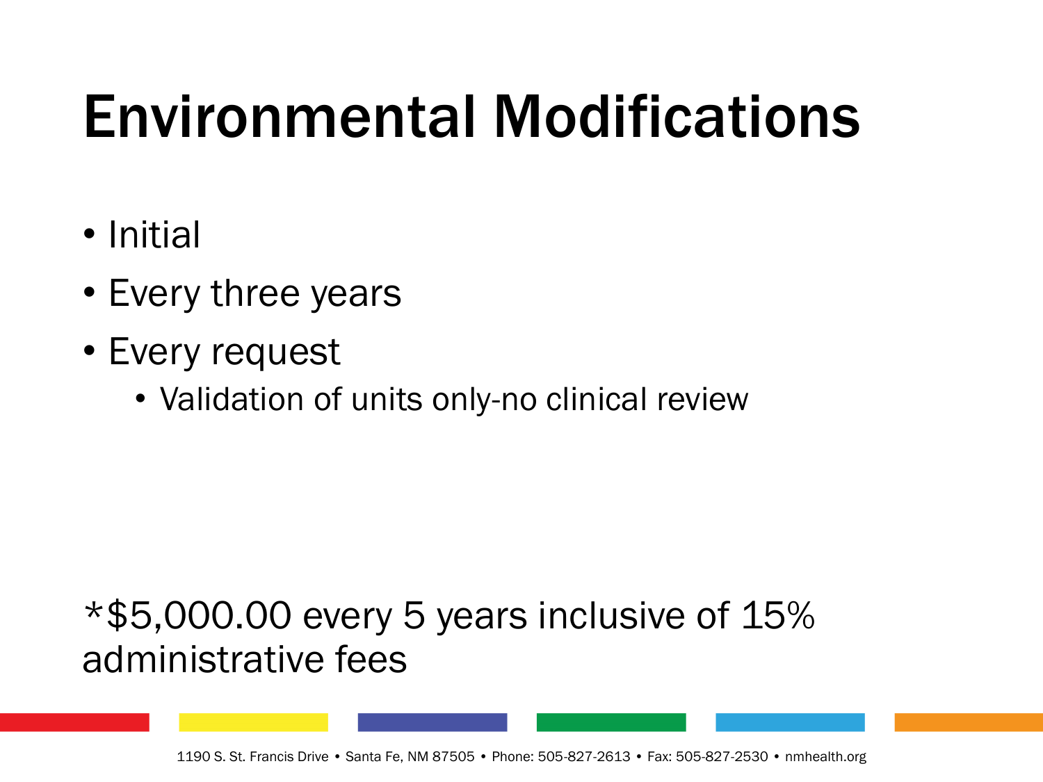# Environmental Modifications

- Initial
- Every three years
- Every request
    - Validation of units only-no clinical review

*$5,000.00 every 5 years inclusive of 15% administrative fees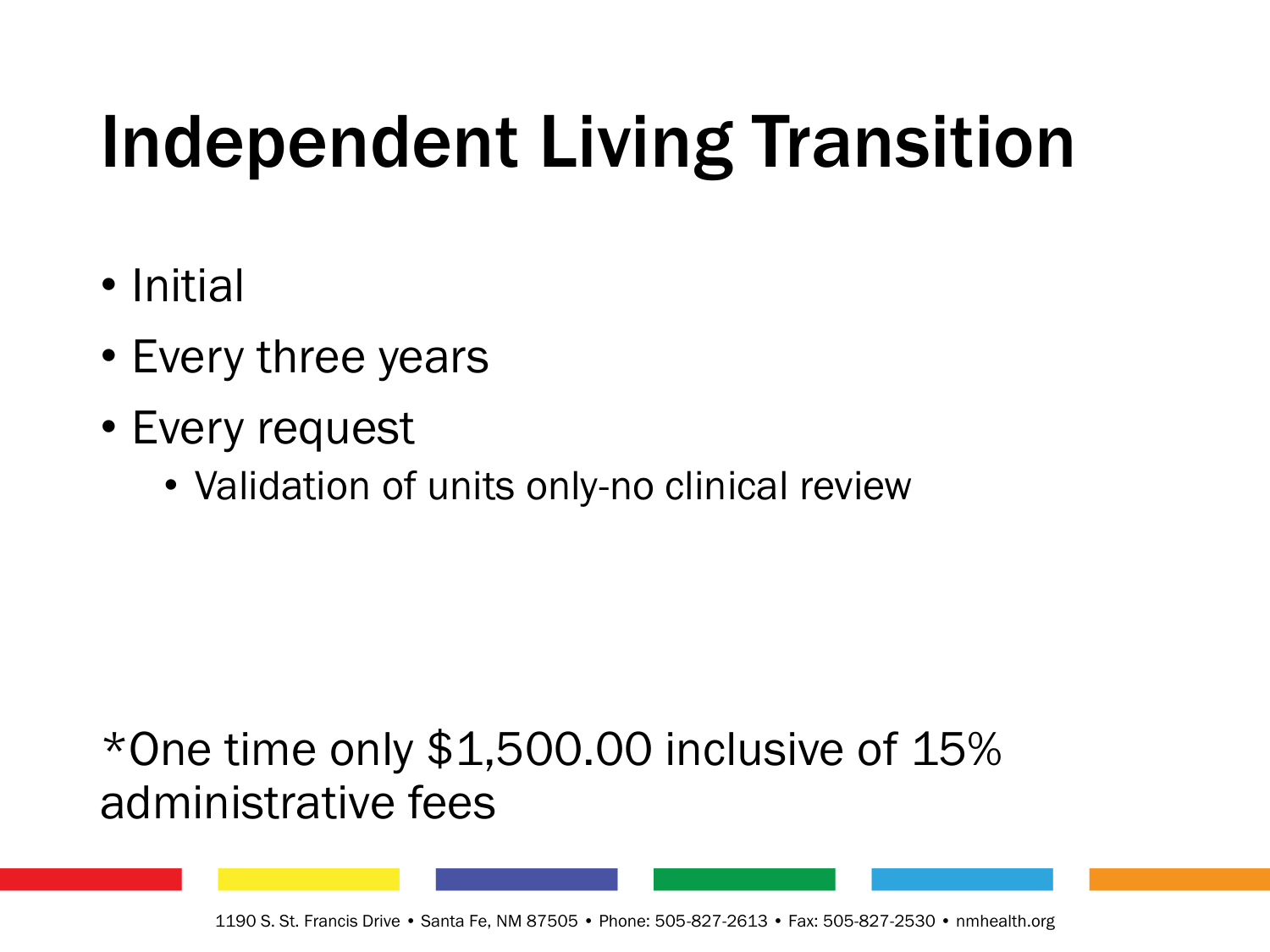# Independent Living Transition

- Initial
- Every three years
- Every request
  - Validation of units only-no clinical review

*One time only $1,500.00 inclusive of 15% administrative fees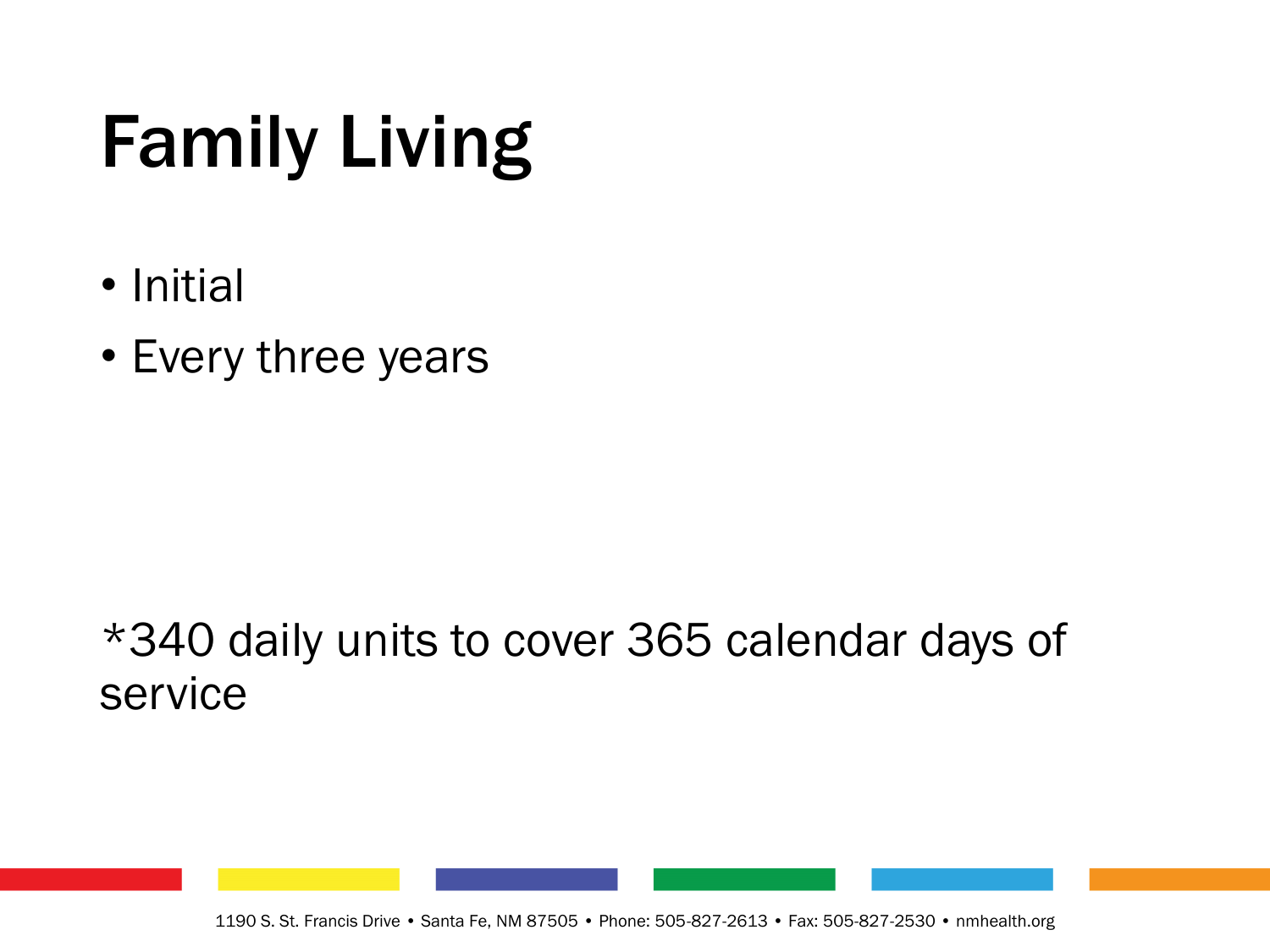# Family Living

- Initial
- Every three years

*340 daily units to cover 365 calendar days of service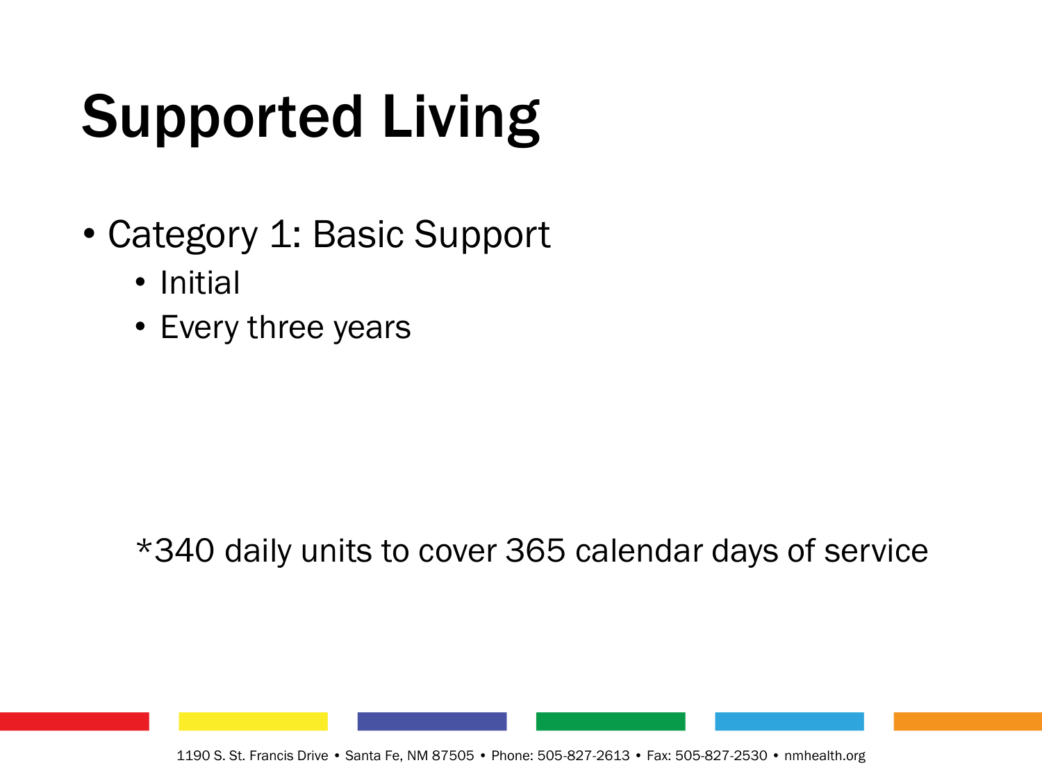# Supported Living

- Category 1: Basic Support
  - Initial
  - Every three years

*340 daily units to cover 365 calendar days of service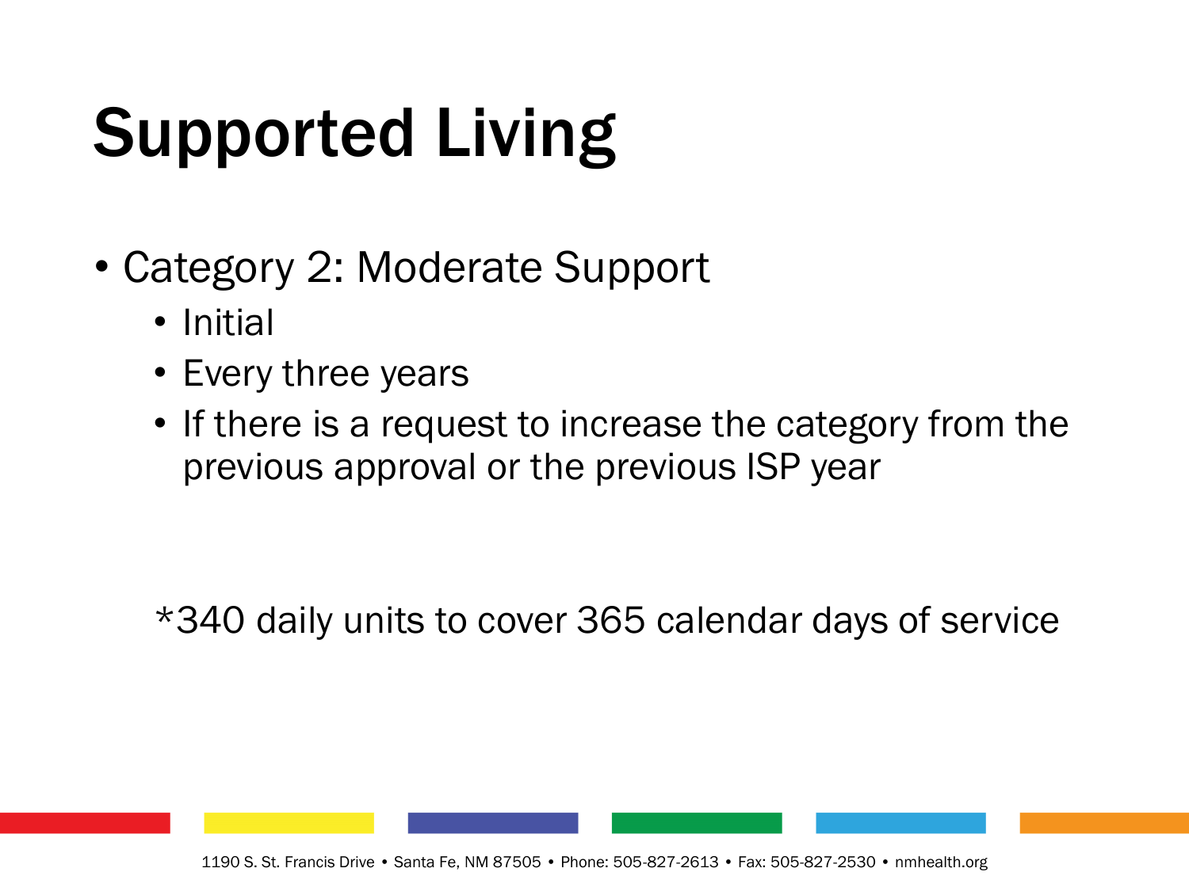# Supported Living

- Category 2: Moderate Support
  - Initial
  - Every three years
  - If there is a request to increase the category from the previous approval or the previous ISP year

*340 daily units to cover 365 calendar days of service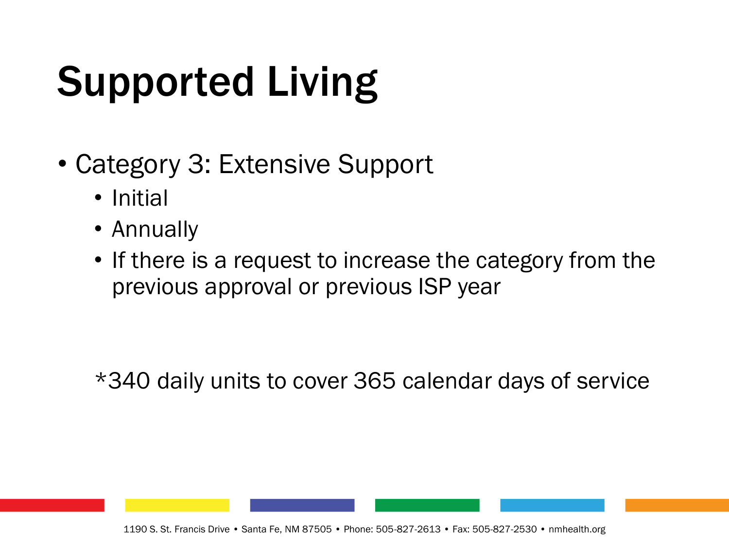# Supported Living

- Category 3: Extensive Support
  - Initial
  - Annually
  - If there is a request to increase the category from the previous approval or previous ISP year

*340 daily units to cover 365 calendar days of service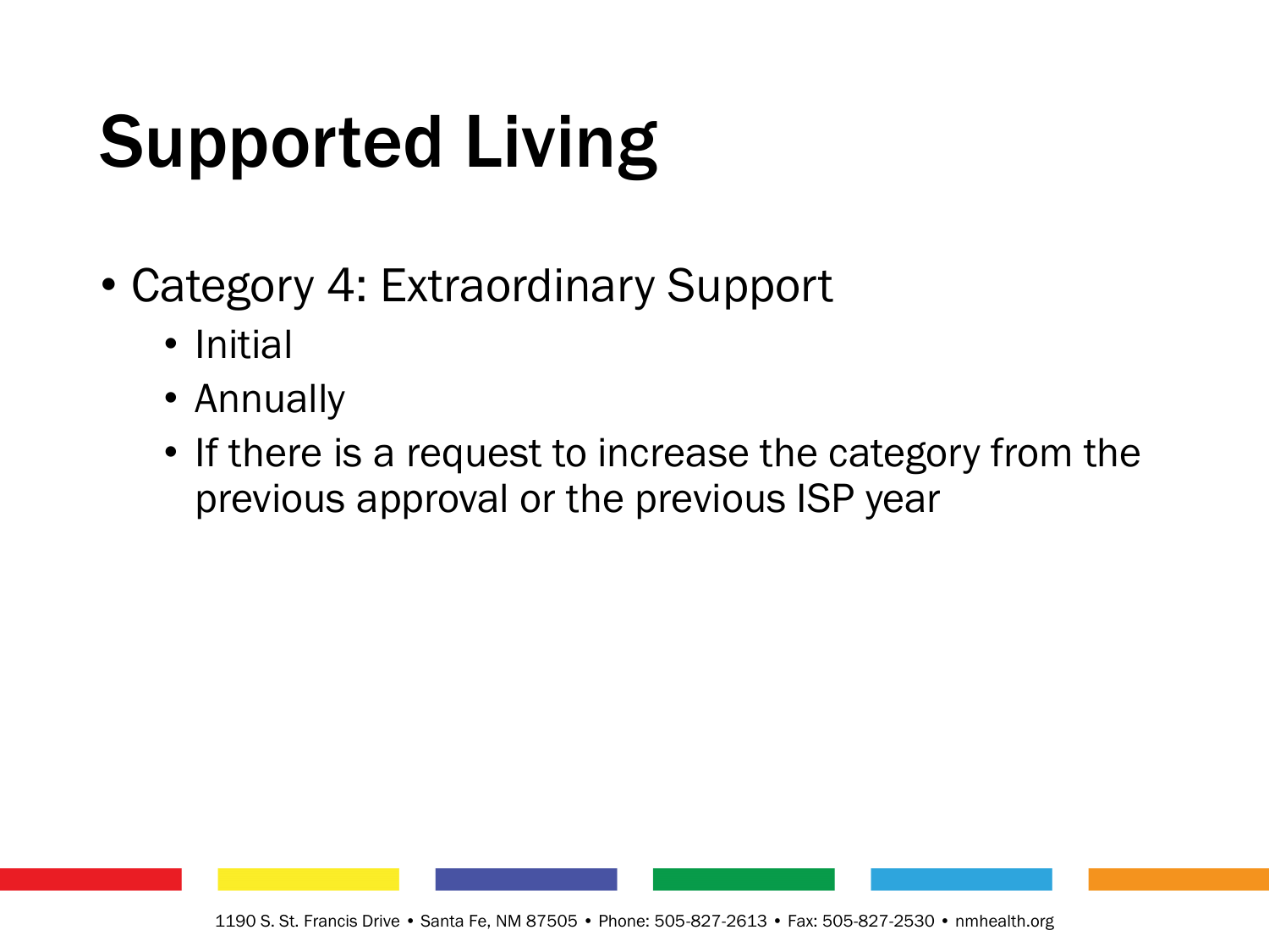# Supported Living

- Category 4: Extraordinary Support
  - Initial
  - Annually
  - If there is a request to increase the category from the previous approval or the previous ISP year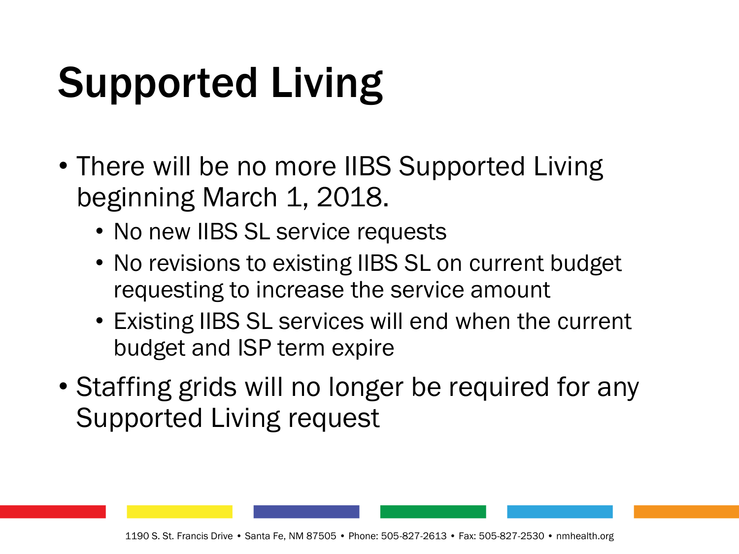# Supported Living

- There will be no more IIBS Supported Living beginning March 1, 2018.
  - No new IIBS SL service requests
  - No revisions to existing IIBS SL on current budget requesting to increase the service amount
  - Existing IIBS SL services will end when the current budget and ISP term expire
- Staffing grids will no longer be required for any Supported Living request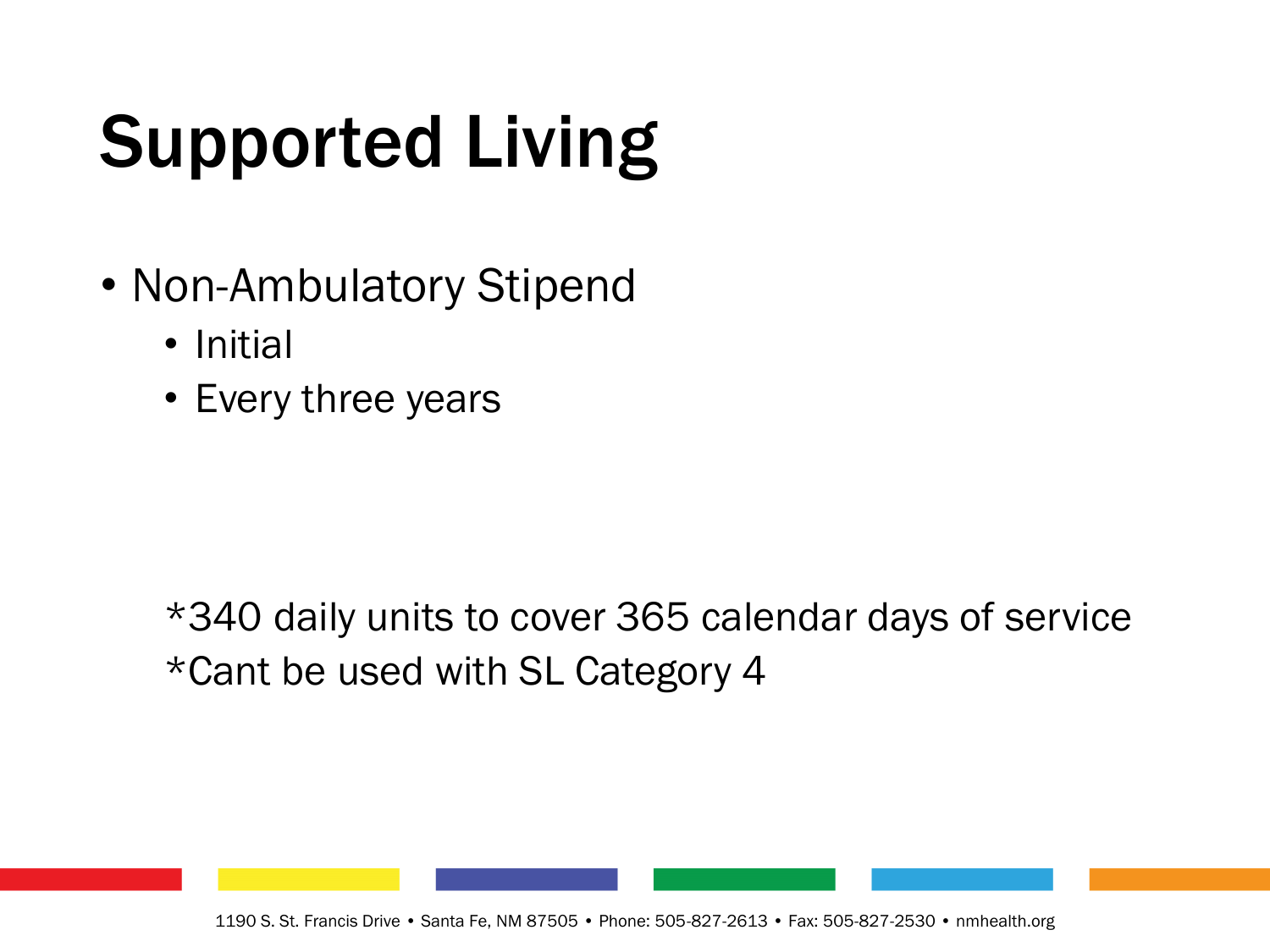# Supported Living

- Non-Ambulatory Stipend
  - Initial
  - Every three years

*340 daily units to cover 365 calendar days of service
*Cant be used with SL Category 4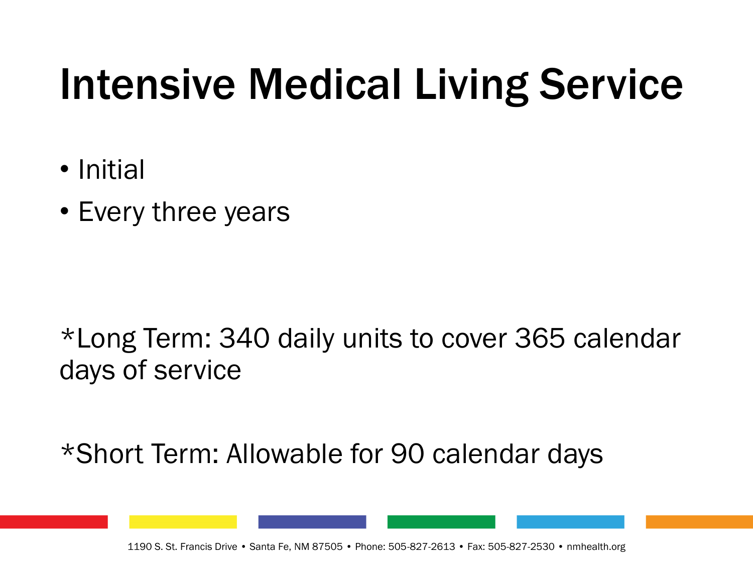# Intensive Medical Living Service

- Initial
- Every three years

*Long Term: 340 daily units to cover 365 calendar days of service

*Short Term: Allowable for 90 calendar days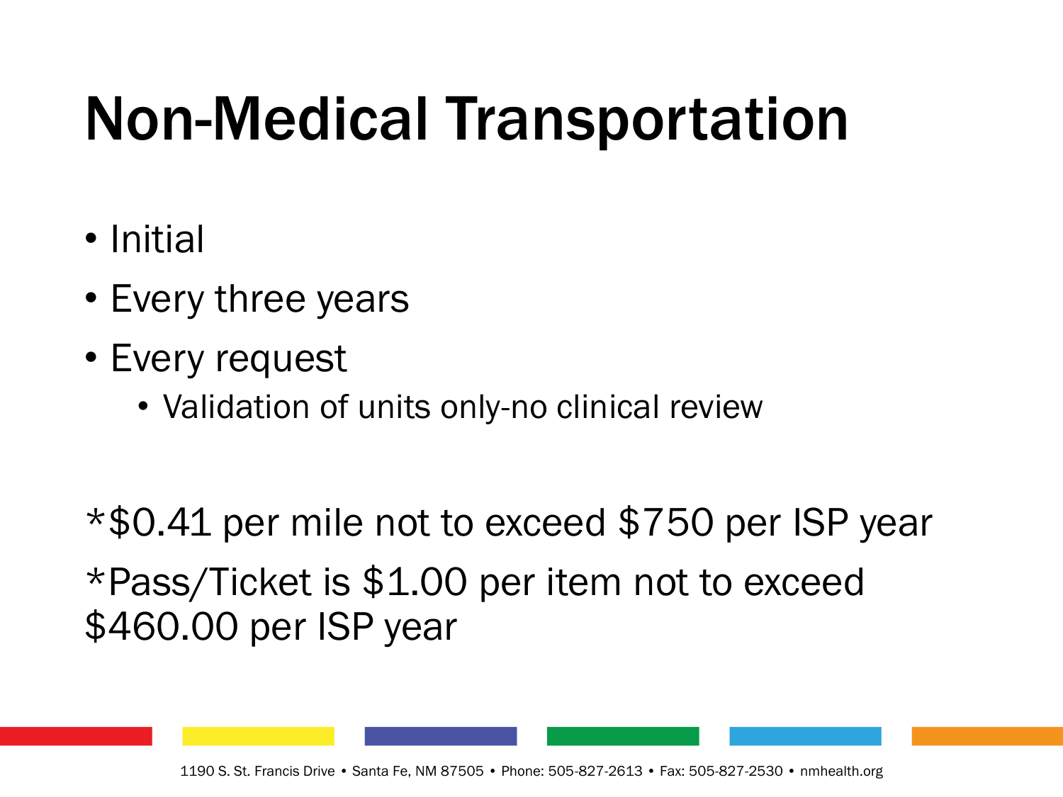# Non-Medical Transportation

- Initial
- Every three years
- Every request
  - Validation of units only-no clinical review

*$0.41 per mile not to exceed $750 per ISP year

*Pass/Ticket is $1.00 per item not to exceed $460.00 per ISP year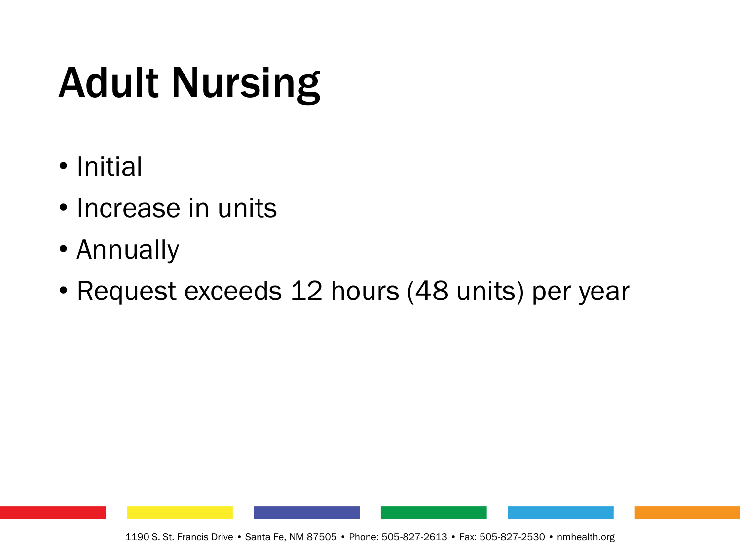# Adult Nursing

- Initial
- Increase in units
- Annually
- Request exceeds 12 hours (48 units) per year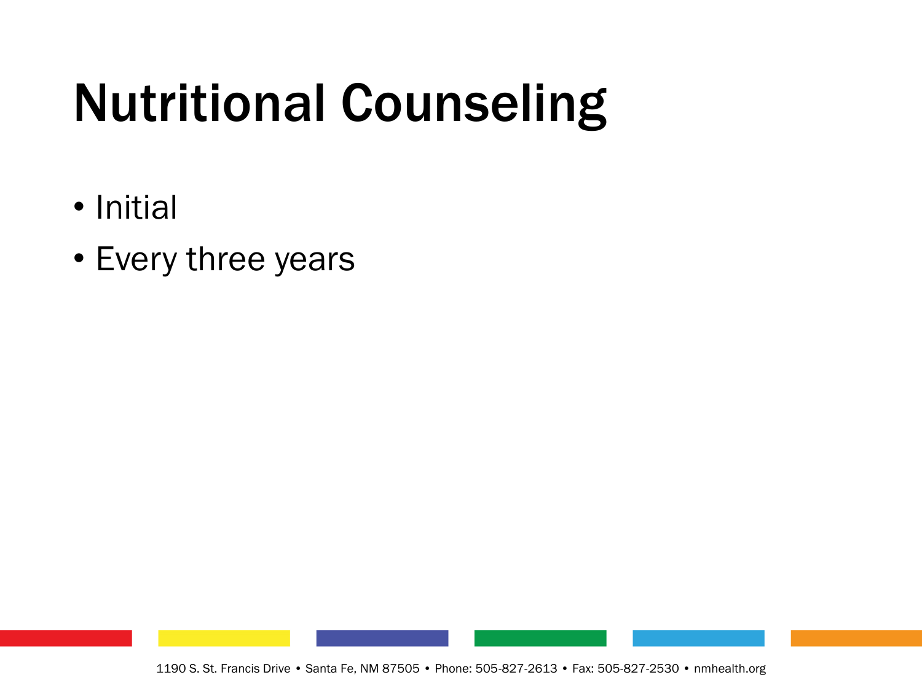# Nutritional Counseling

- Initial
- Every three years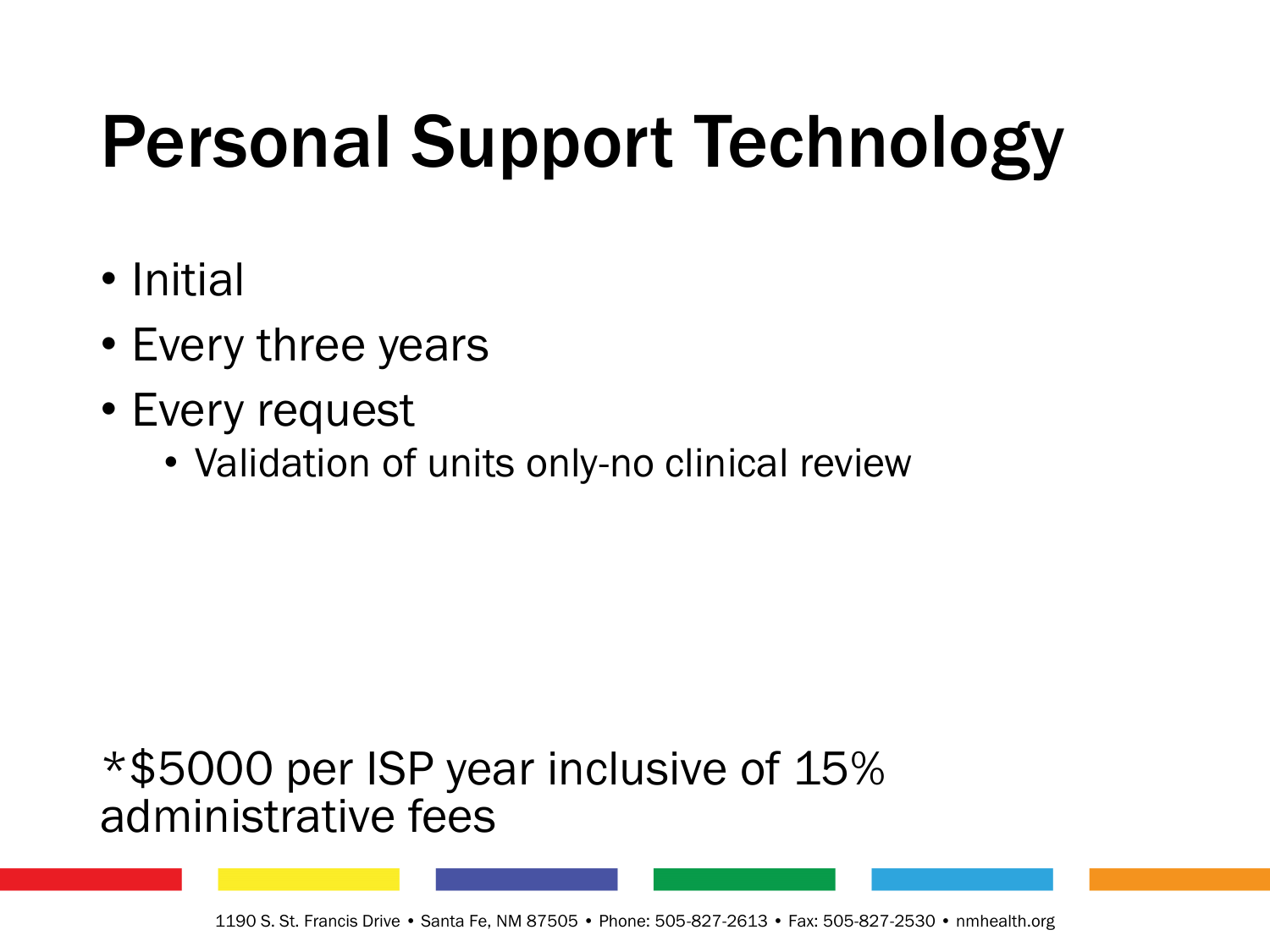# Personal Support Technology

- Initial
- Every three years
- Every request
  - Validation of units only-no clinical review

*$5000 per ISP year inclusive of 15% administrative fees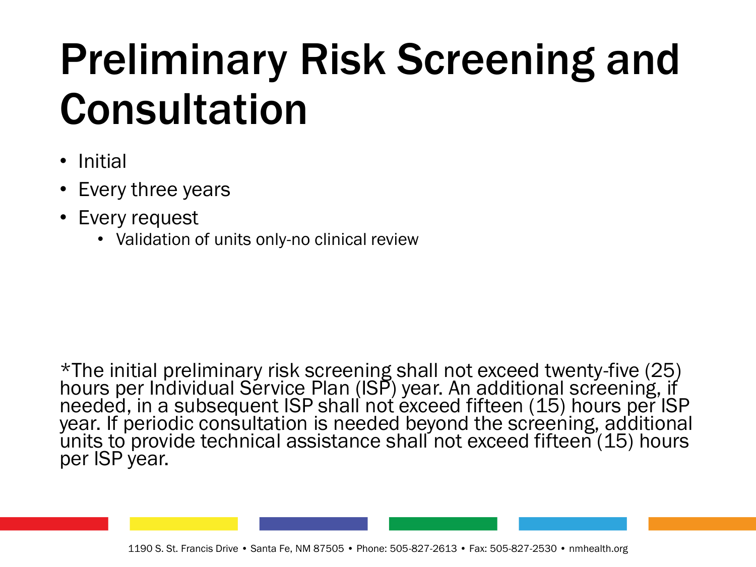# Preliminary Risk Screening and Consultation

- Initial
- Every three years
- Every request
  - Validation of units only-no clinical review

*The initial preliminary risk screening shall not exceed twenty-five (25) hours per Individual Service Plan (ISP) year. An additional screening, if needed, in a subsequent ISP shall not exceed fifteen (15) hours per ISP year. If periodic consultation is needed beyond the screening, additional units to provide technical assistance shall not exceed fifteen (15) hours per ISP year.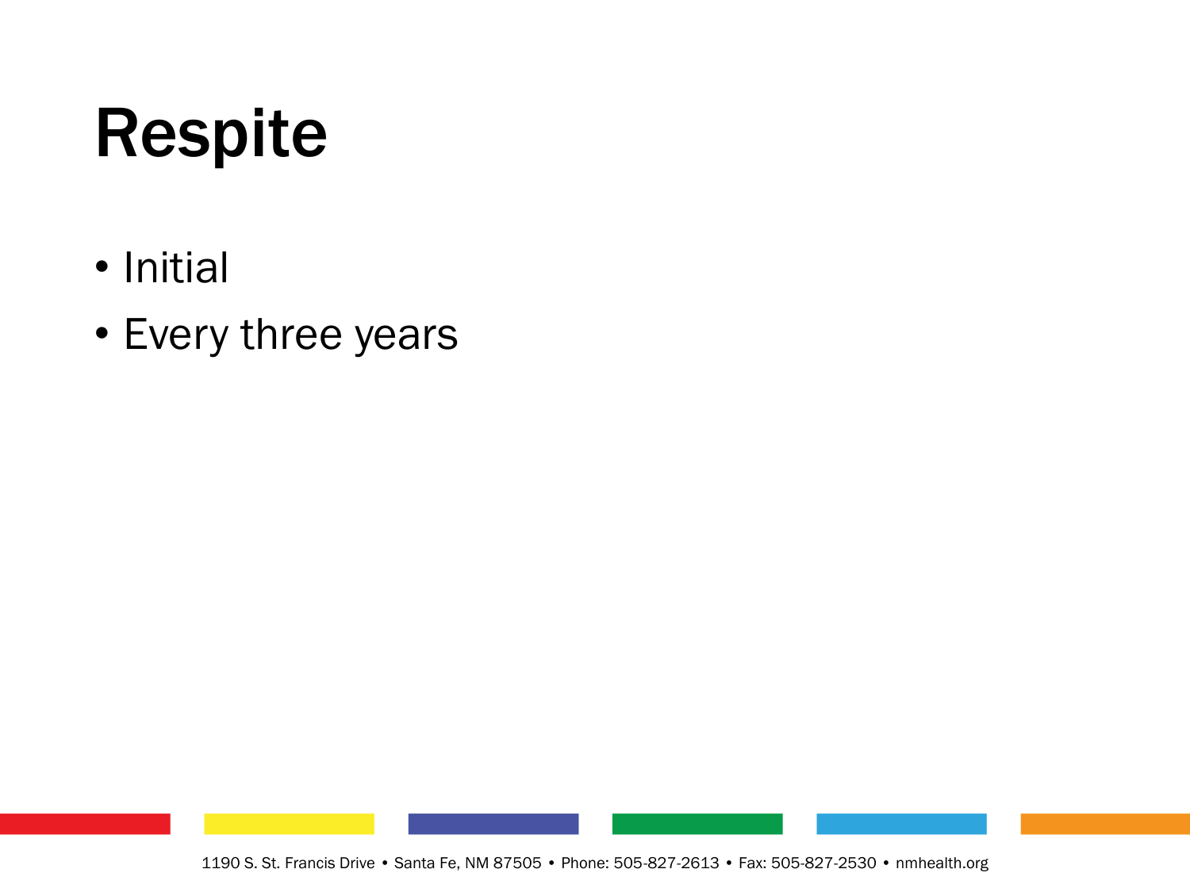# Respite

- Initial
- Every three years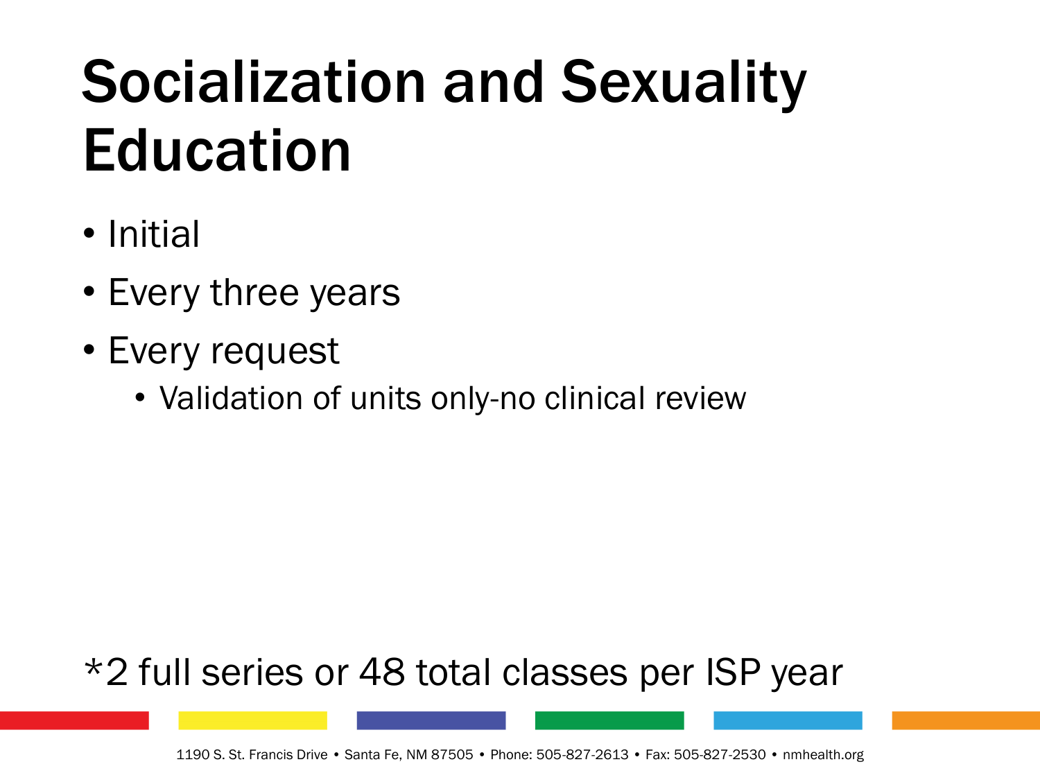# Socialization and Sexuality Education

- Initial
- Every three years
- Every request
  - Validation of units only-no clinical review

*2 full series or 48 total classes per ISP year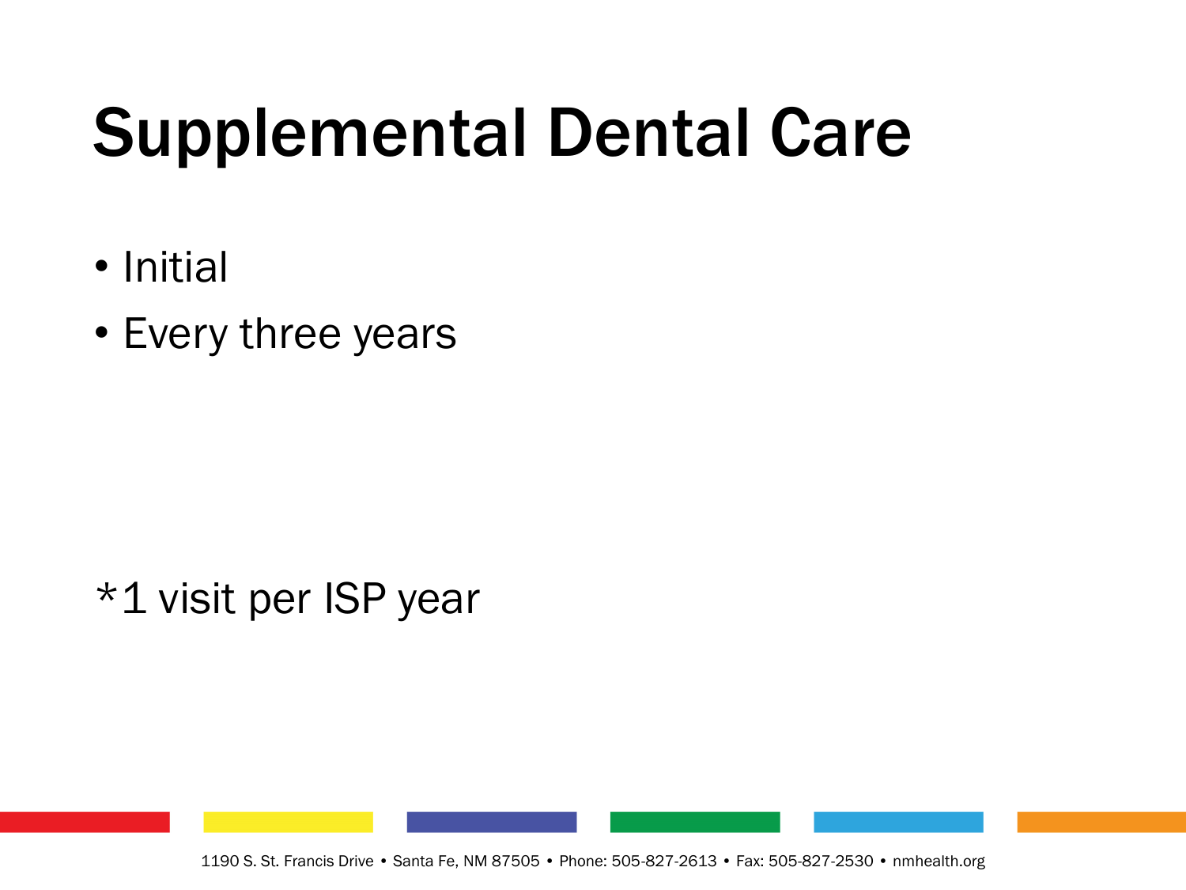# Supplemental Dental Care

- Initial
- Every three years

*1 visit per ISP year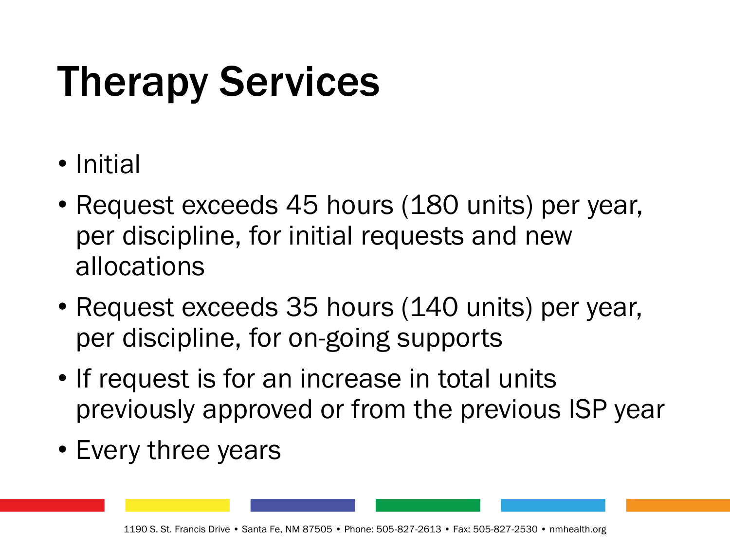# Therapy Services

- Initial
- Request exceeds 45 hours (180 units) per year, per discipline, for initial requests and new allocations
- Request exceeds 35 hours (140 units) per year, per discipline, for on-going supports
- If request is for an increase in total units previously approved or from the previous ISP year
- Every three years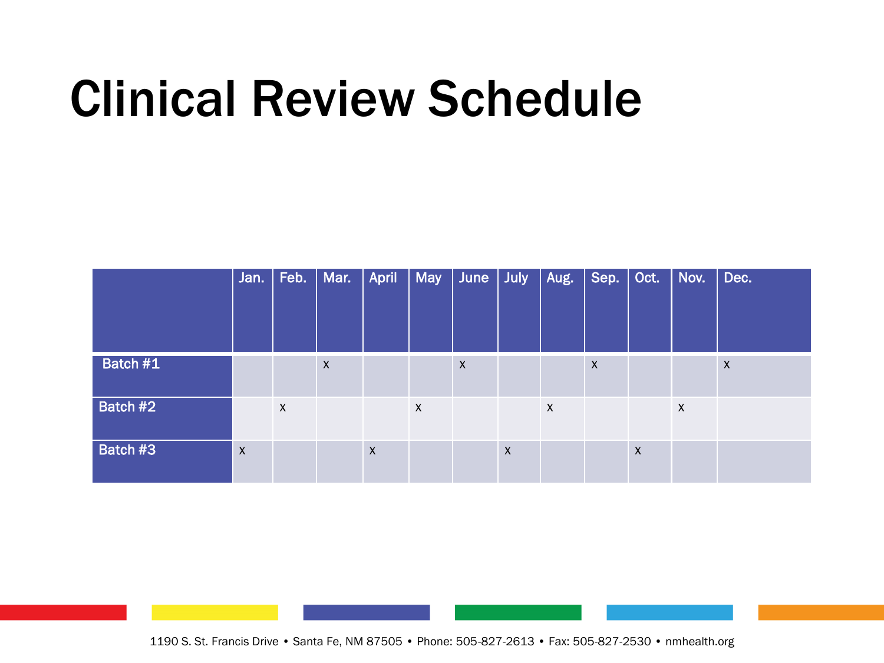# Clinical Review Schedule

| | Jan. | Feb. | Mar. | April | May | June | July | Aug. | Sep. | Oct. | Nov. | Dec. |
|---|---|---|---|---|---|---|---|---|---|---|---|---|
| Batch #1 | | | x | | | x | | | x | | | x |
| Batch #2 | | x | | | x | | | x | | | x | |
| Batch #3 | x | | | x | | | x | | | x | | |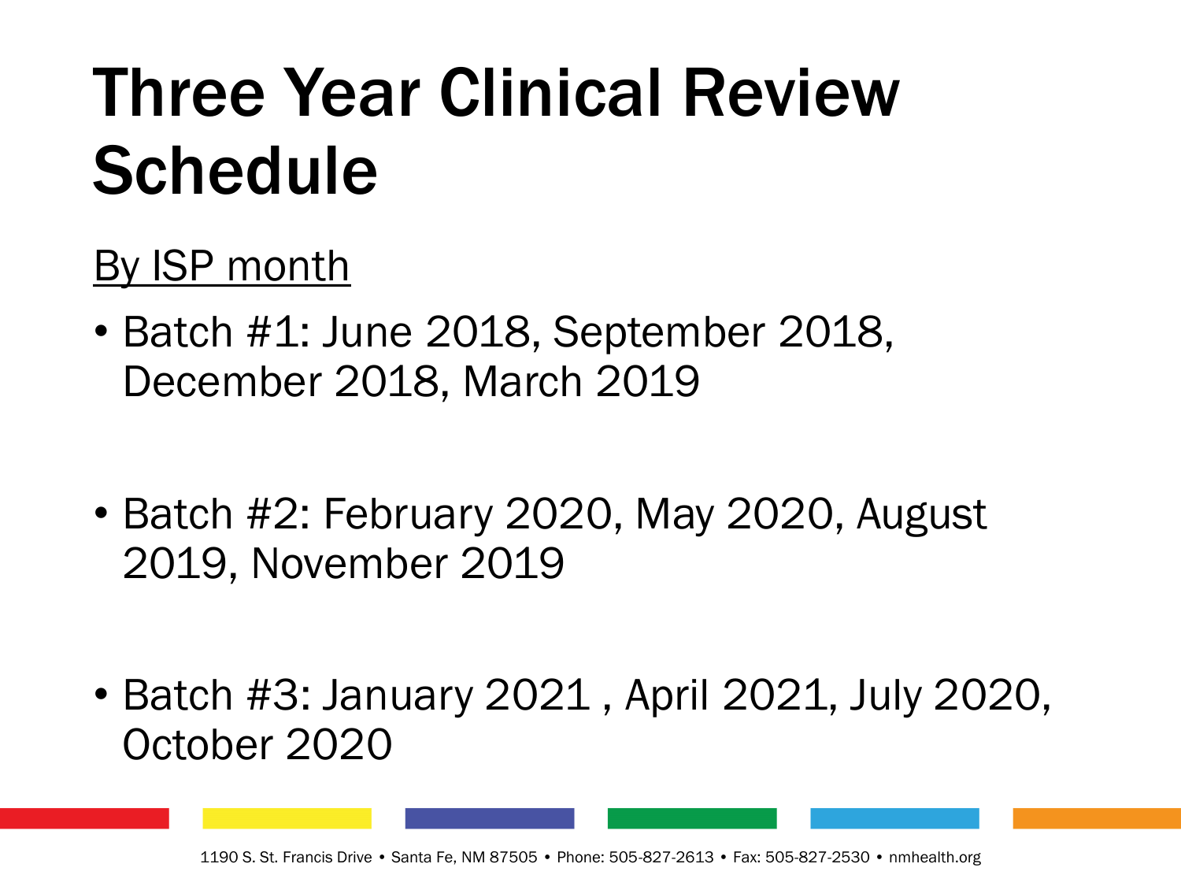# Three Year Clinical Review Schedule

By ISP month

- Batch #1: June 2018, September 2018, December 2018, March 2019
- Batch #2: February 2020, May 2020, August 2019, November 2019
- Batch #3: January 2021 , April 2021, July 2020, October 2020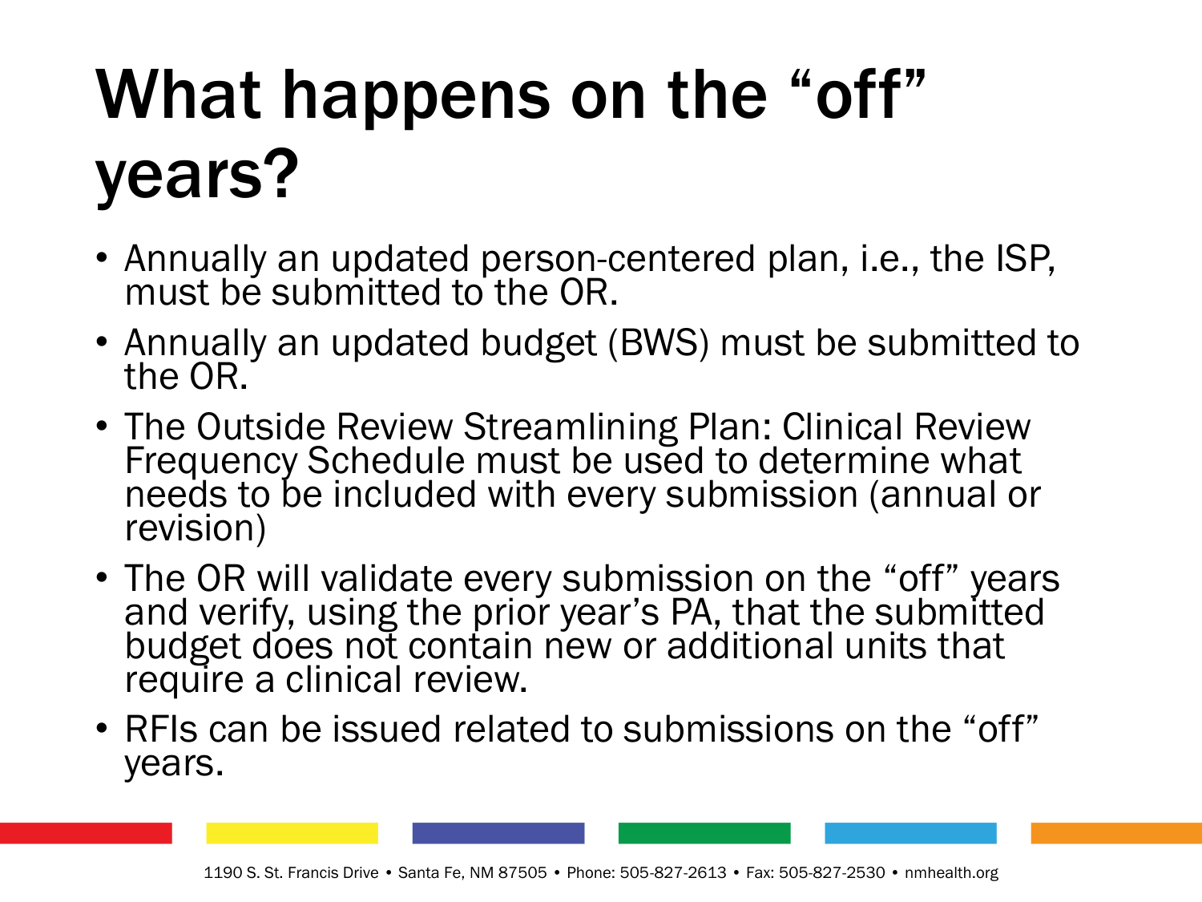# What happens on the "off" years?

- Annually an updated person-centered plan, i.e., the ISP, must be submitted to the OR.
- Annually an updated budget (BWS) must be submitted to the OR.
- The Outside Review Streamlining Plan: Clinical Review Frequency Schedule must be used to determine what needs to be included with every submission (annual or revision)
- The OR will validate every submission on the "off" years and verify, using the prior year's PA, that the submitted budget does not contain new or additional units that require a clinical review.
- RFIs can be issued related to submissions on the "off" years.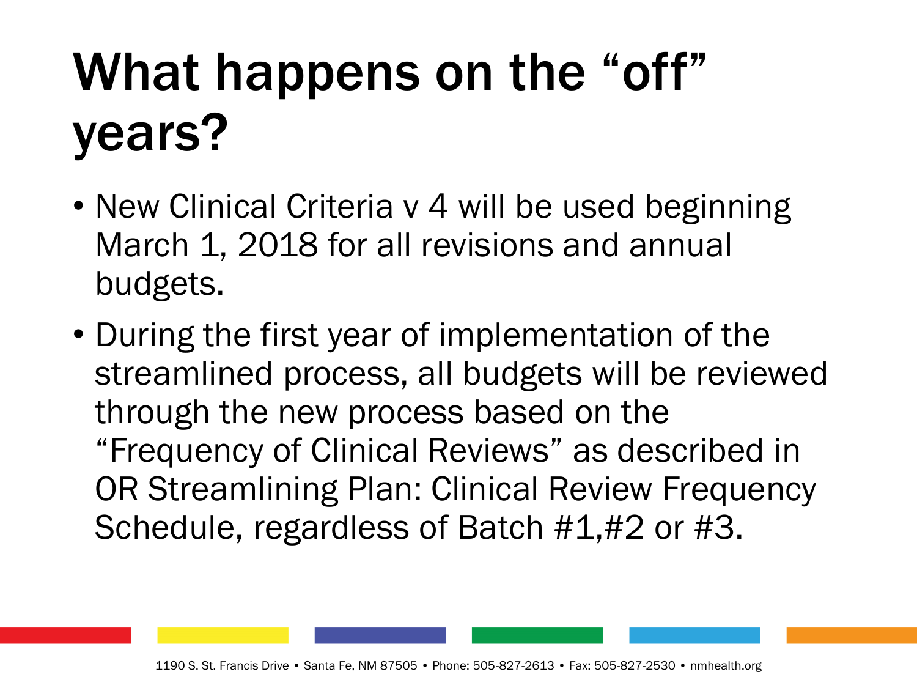# What happens on the “off” years?

- New Clinical Criteria v 4 will be used beginning March 1, 2018 for all revisions and annual budgets.
- During the first year of implementation of the streamlined process, all budgets will be reviewed through the new process based on the “Frequency of Clinical Reviews” as described in OR Streamlining Plan: Clinical Review Frequency Schedule, regardless of Batch #1,#2 or #3.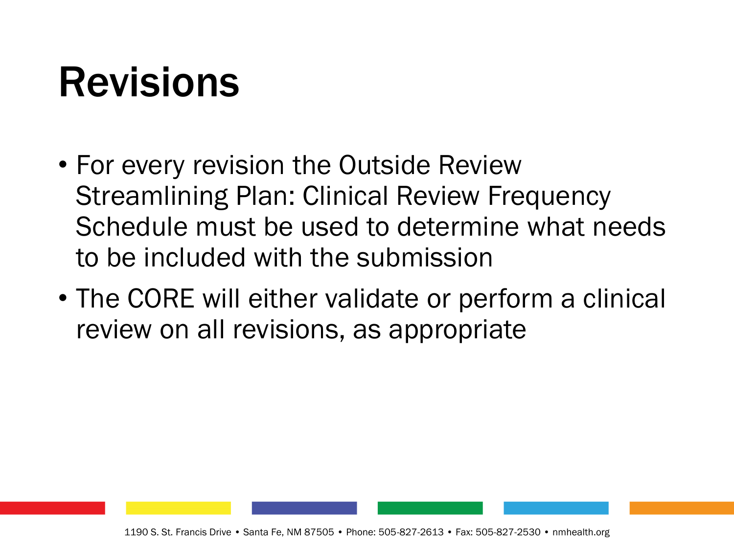# Revisions

- For every revision the Outside Review Streamlining Plan: Clinical Review Frequency Schedule must be used to determine what needs to be included with the submission
- The CORE will either validate or perform a clinical review on all revisions, as appropriate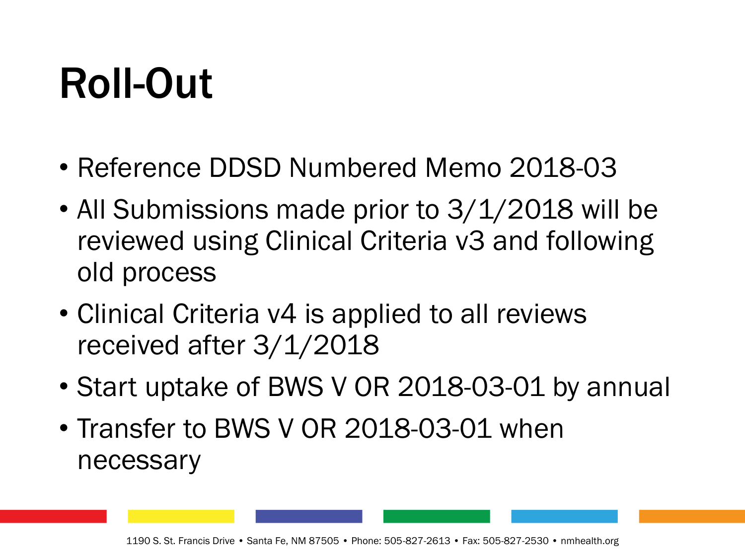# Roll-Out

- Reference DDSD Numbered Memo 2018-03
- All Submissions made prior to 3/1/2018 will be reviewed using Clinical Criteria v3 and following old process
- Clinical Criteria v4 is applied to all reviews received after 3/1/2018
- Start uptake of BWS V OR 2018-03-01 by annual
- Transfer to BWS V OR 2018-03-01 when necessary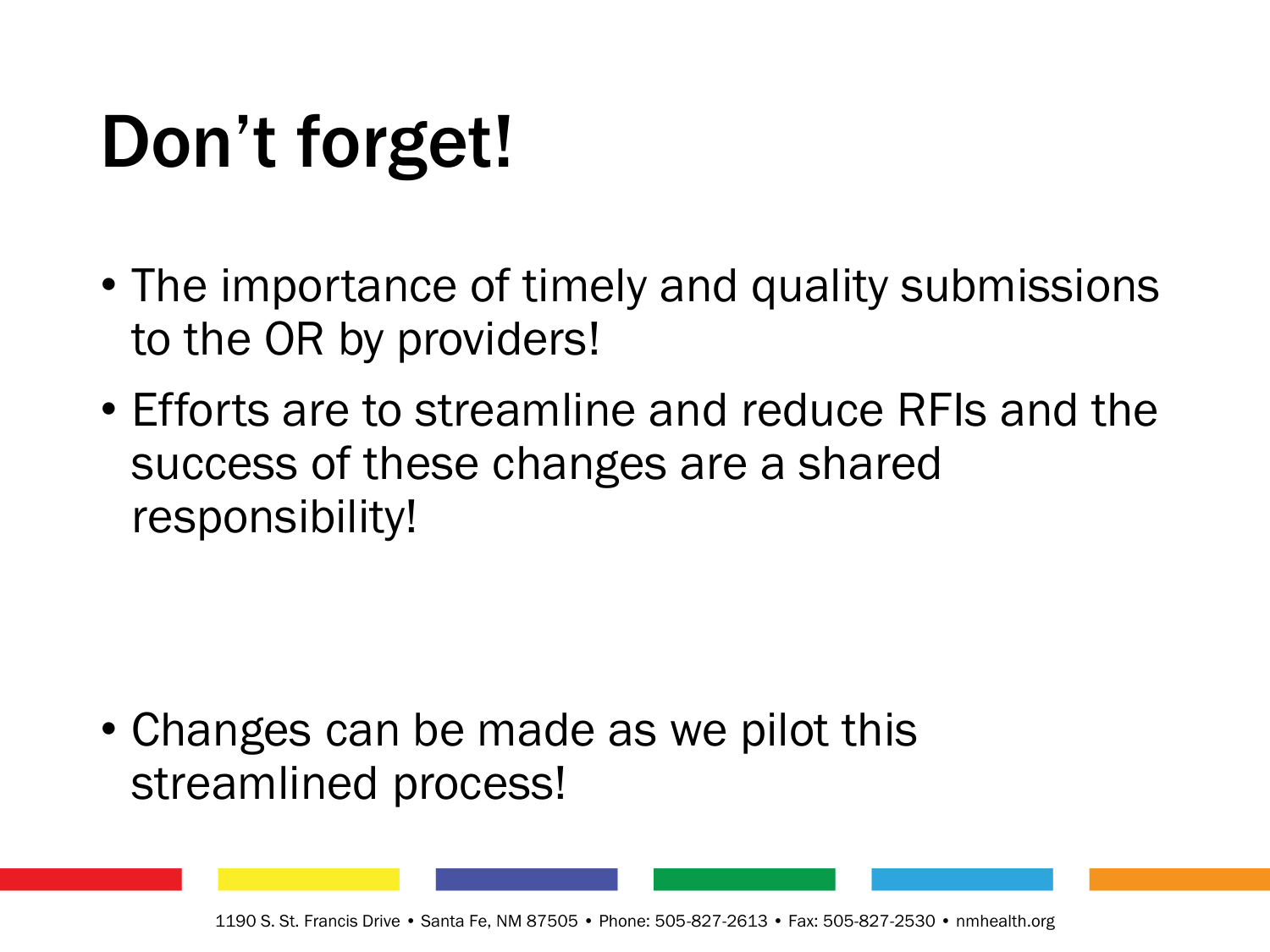# Don’t forget!

- The importance of timely and quality submissions to the OR by providers!
- Efforts are to streamline and reduce RFIs and the success of these changes are a shared responsibility!
- Changes can be made as we pilot this streamlined process!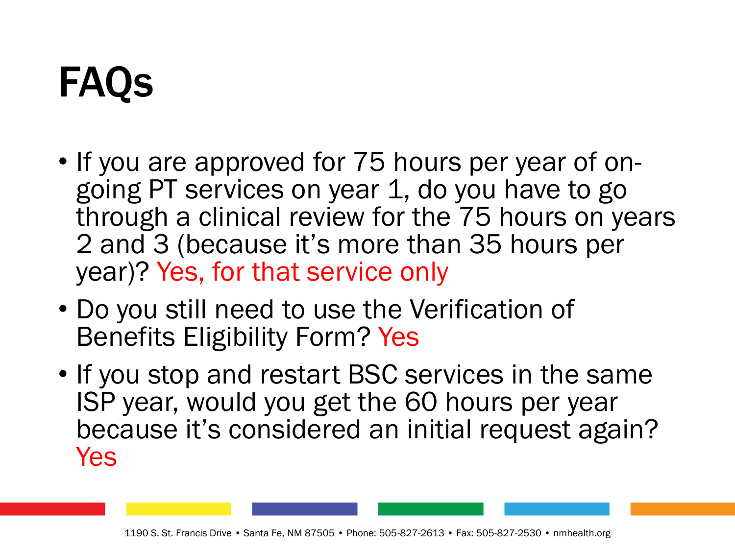# FAQs

- If you are approved for 75 hours per year of on-going PT services on year 1, do you have to go through a clinical review for the 75 hours on years 2 and 3 (because it's more than 35 hours per year)? Yes, for that service only
- Do you still need to use the Verification of Benefits Eligibility Form? Yes
- If you stop and restart BSC services in the same ISP year, would you get the 60 hours per year because it's considered an initial request again? Yes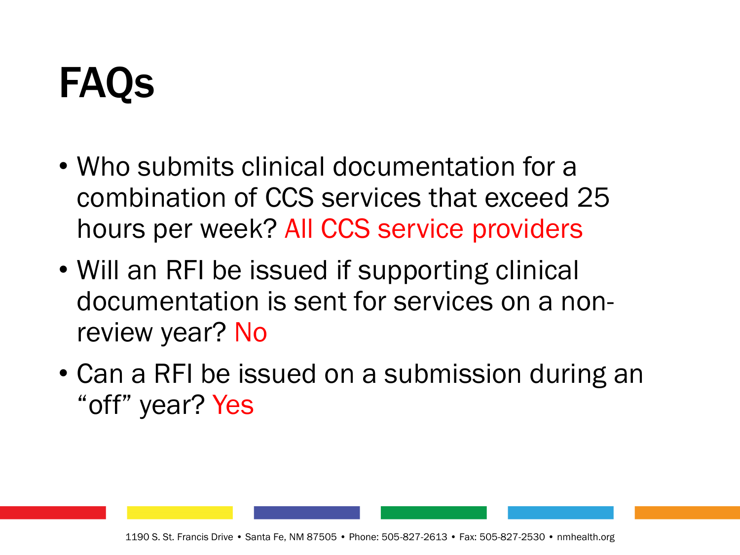# FAQs

- Who submits clinical documentation for a combination of CCS services that exceed 25 hours per week? All CCS service providers
- Will an RFI be issued if supporting clinical documentation is sent for services on a non-review year? No
- Can a RFI be issued on a submission during an "off" year? Yes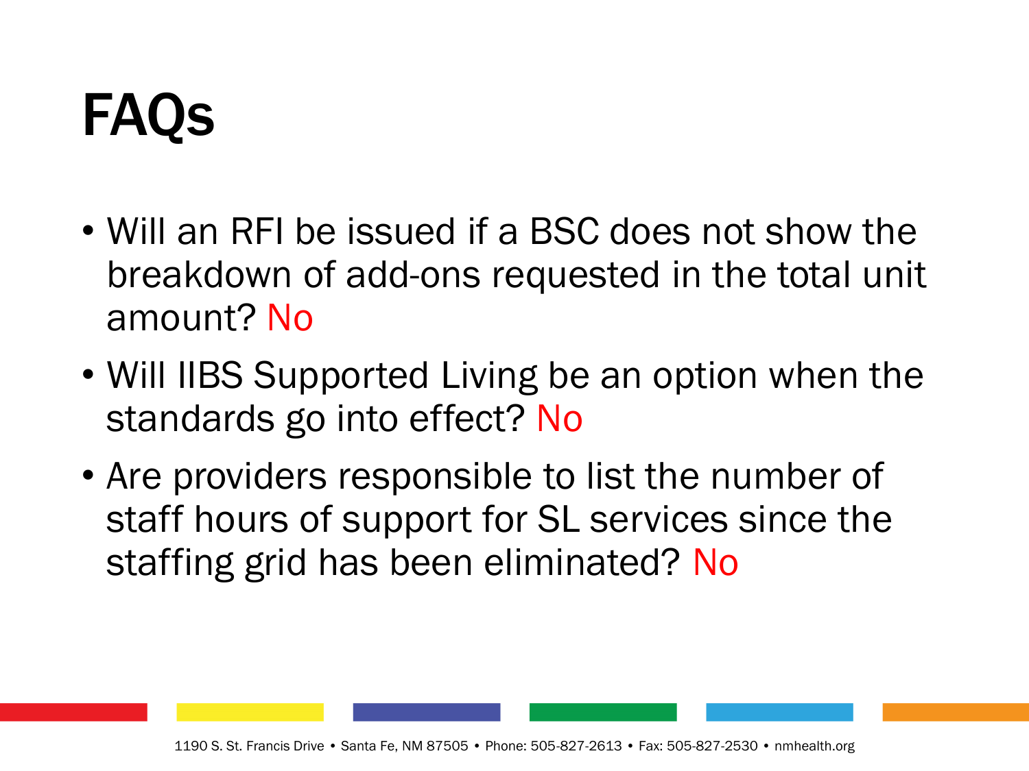# FAQs

- Will an RFI be issued if a BSC does not show the breakdown of add-ons requested in the total unit amount? No
- Will IIBS Supported Living be an option when the standards go into effect? No
- Are providers responsible to list the number of staff hours of support for SL services since the staffing grid has been eliminated? No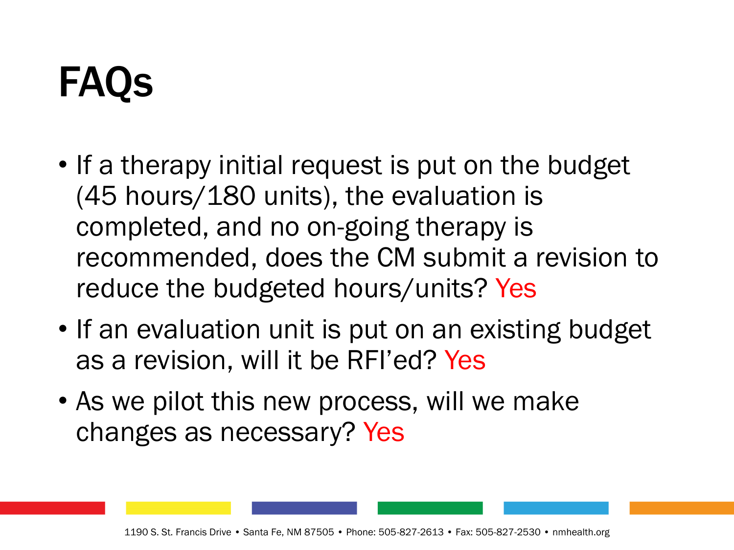# FAQs

- If a therapy initial request is put on the budget (45 hours/180 units), the evaluation is completed, and no on-going therapy is recommended, does the CM submit a revision to reduce the budgeted hours/units? Yes
- If an evaluation unit is put on an existing budget as a revision, will it be RFI'ed? Yes
- As we pilot this new process, will we make changes as necessary? Yes

1190 S. St. Francis Drive • Santa Fe, NM 87505 • Phone: 505-827-2613 • Fax: 505-827-2530 • nmhealth.org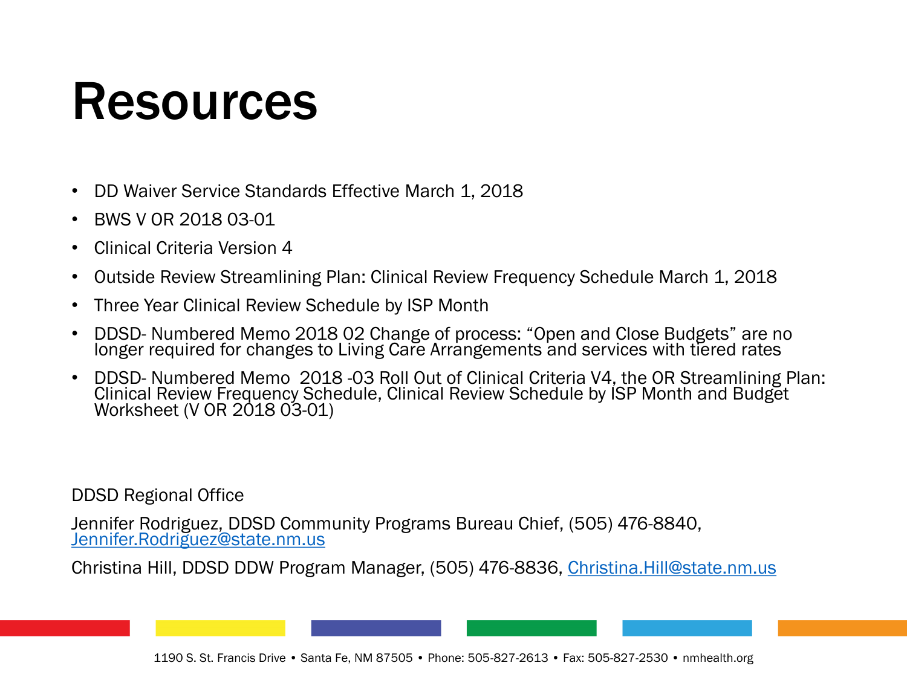# Resources

- DD Waiver Service Standards Effective March 1, 2018
- BWS V OR 2018 03-01
- Clinical Criteria Version 4
- Outside Review Streamlining Plan: Clinical Review Frequency Schedule March 1, 2018
- Three Year Clinical Review Schedule by ISP Month
- DDSD- Numbered Memo 2018 02 Change of process: "Open and Close Budgets" are no longer required for changes to Living Care Arrangements and services with tiered rates
- DDSD- Numbered Memo 2018 -03 Roll Out of Clinical Criteria V4, the OR Streamlining Plan: Clinical Review Frequency Schedule, Clinical Review Schedule by ISP Month and Budget Worksheet (V OR 2018 03-01)

DDSD Regional Office

Jennifer Rodriguez, DDSD Community Programs Bureau Chief, (505) 476-8840, Jennifer.Rodriguez@state.nm.us

Christina Hill, DDSD DDW Program Manager, (505) 476-8836, Christina.Hill@state.nm.us